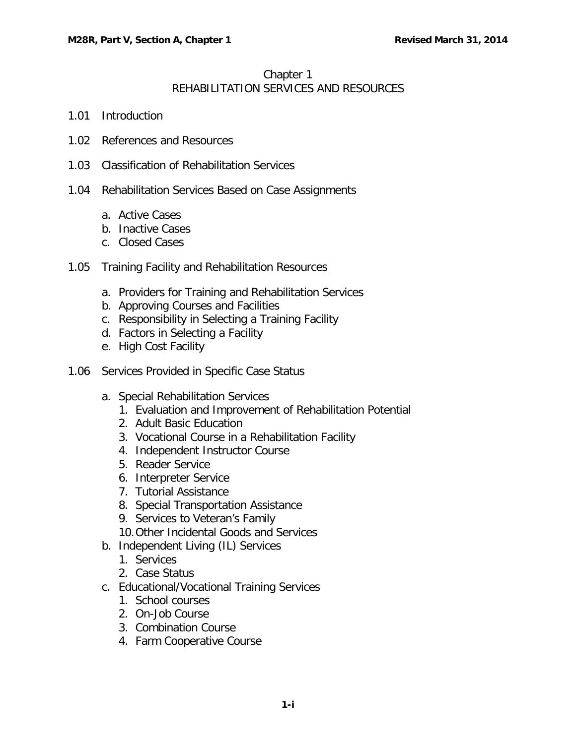# Chapter 1
## REHABILITATION SERVICES AND RESOURCES

1.01 Introduction

1.02 References and Resources

1.03 Classification of Rehabilitation Services

1.04 Rehabilitation Services Based on Case Assignments

- a. Active Cases
- b. Inactive Cases
- c. Closed Cases

1.05 Training Facility and Rehabilitation Resources

- a. Providers for Training and Rehabilitation Services
- b. Approving Courses and Facilities
- c. Responsibility in Selecting a Training Facility
- d. Factors in Selecting a Facility
- e. High Cost Facility

1.06 Services Provided in Specific Case Status

- a. Special Rehabilitation Services
  1. Evaluation and Improvement of Rehabilitation Potential
  2. Adult Basic Education
  3. Vocational Course in a Rehabilitation Facility
  4. Independent Instructor Course
  5. Reader Service
  6. Interpreter Service
  7. Tutorial Assistance
  8. Special Transportation Assistance
  9. Services to Veteran's Family
  10. Other Incidental Goods and Services
- b. Independent Living (IL) Services
  1. Services
  2. Case Status
- c. Educational/Vocational Training Services
  1. School courses
  2. On-Job Course
  3. Combination Course
  4. Farm Cooperative Course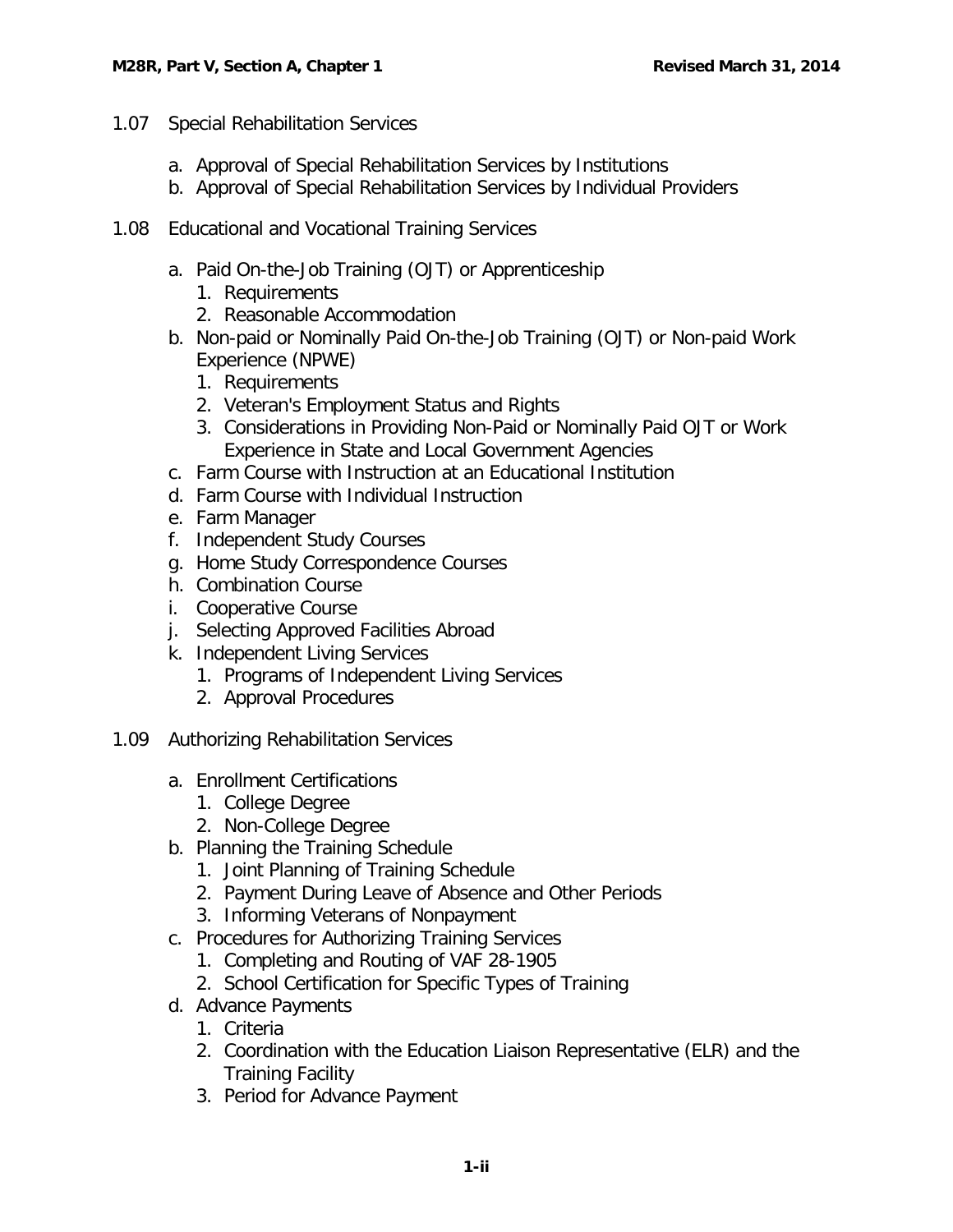1.07 Special Rehabilitation Services

- a. Approval of Special Rehabilitation Services by Institutions
- b. Approval of Special Rehabilitation Services by Individual Providers

1.08 Educational and Vocational Training Services

- a. Paid On-the-Job Training (OJT) or Apprenticeship
  1. Requirements
  2. Reasonable Accommodation
- b. Non-paid or Nominally Paid On-the-Job Training (OJT) or Non-paid Work Experience (NPWE)
  1. Requirements
  2. Veteran's Employment Status and Rights
  3. Considerations in Providing Non-Paid or Nominally Paid OJT or Work Experience in State and Local Government Agencies
- c. Farm Course with Instruction at an Educational Institution
- d. Farm Course with Individual Instruction
- e. Farm Manager
- f. Independent Study Courses
- g. Home Study Correspondence Courses
- h. Combination Course
- i. Cooperative Course
- j. Selecting Approved Facilities Abroad
- k. Independent Living Services
  1. Programs of Independent Living Services
  2. Approval Procedures

1.09 Authorizing Rehabilitation Services

- a. Enrollment Certifications
  1. College Degree
  2. Non-College Degree
- b. Planning the Training Schedule
  1. Joint Planning of Training Schedule
  2. Payment During Leave of Absence and Other Periods
  3. Informing Veterans of Nonpayment
- c. Procedures for Authorizing Training Services
  1. Completing and Routing of VAF 28-1905
  2. School Certification for Specific Types of Training
- d. Advance Payments
  1. Criteria
  2. Coordination with the Education Liaison Representative (ELR) and the Training Facility
  3. Period for Advance Payment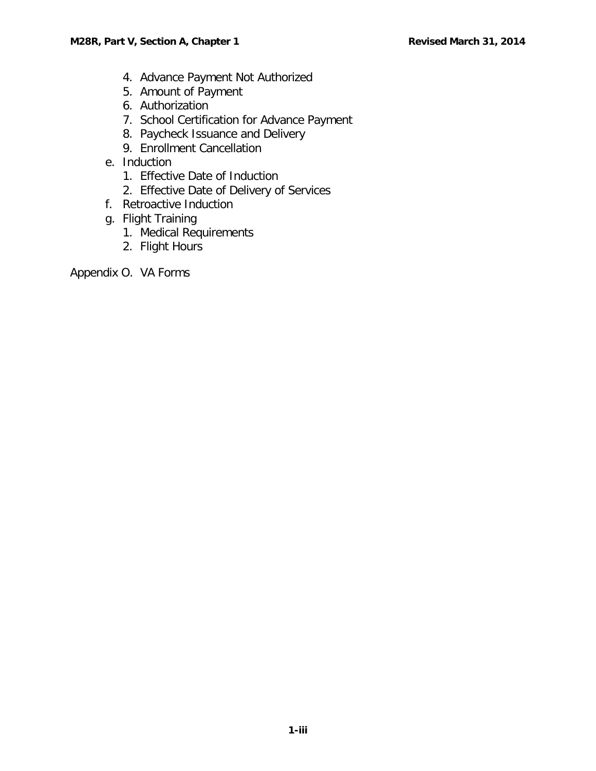4. Advance Payment Not Authorized
      5. Amount of Payment
      6. Authorization
      7. School Certification for Advance Payment
      8. Paycheck Issuance and Delivery
      9. Enrollment Cancellation
   e. Induction
      1. Effective Date of Induction
      2. Effective Date of Delivery of Services
   f. Retroactive Induction
   g. Flight Training
      1. Medical Requirements
      2. Flight Hours

Appendix O. VA Forms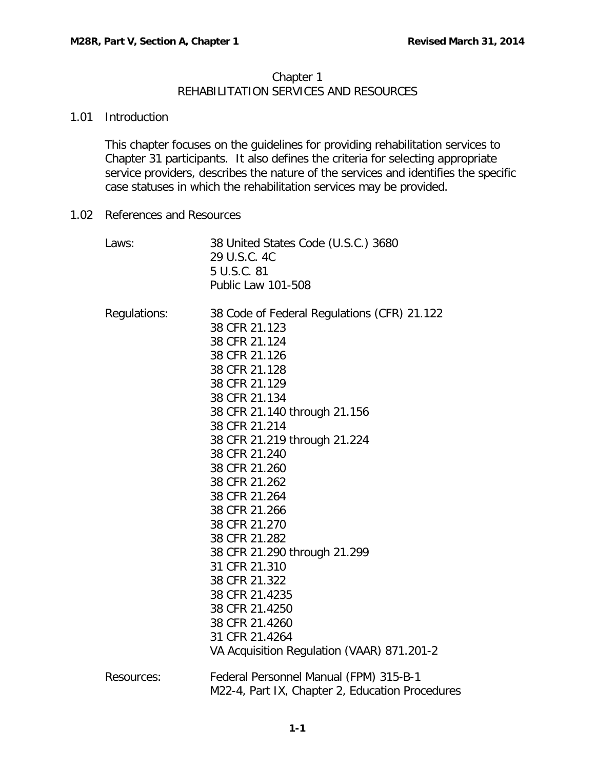# Chapter 1
# REHABILITATION SERVICES AND RESOURCES

## 1.01 Introduction

This chapter focuses on the guidelines for providing rehabilitation services to Chapter 31 participants. It also defines the criteria for selecting appropriate service providers, describes the nature of the services and identifies the specific case statuses in which the rehabilitation services may be provided.

## 1.02 References and Resources

**Laws:**

- 38 United States Code (U.S.C.) 3680
- 29 U.S.C. 4C
- 5 U.S.C. 81
- Public Law 101-508

**Regulations:**

- 38 Code of Federal Regulations (CFR) 21.122
- 38 CFR 21.123
- 38 CFR 21.124
- 38 CFR 21.126
- 38 CFR 21.128
- 38 CFR 21.129
- 38 CFR 21.134
- 38 CFR 21.140 through 21.156
- 38 CFR 21.214
- 38 CFR 21.219 through 21.224
- 38 CFR 21.240
- 38 CFR 21.260
- 38 CFR 21.262
- 38 CFR 21.264
- 38 CFR 21.266
- 38 CFR 21.270
- 38 CFR 21.282
- 38 CFR 21.290 through 21.299
- 31 CFR 21.310
- 38 CFR 21.322
- 38 CFR 21.4235
- 38 CFR 21.4250
- 38 CFR 21.4260
- 31 CFR 21.4264
- VA Acquisition Regulation (VAAR) 871.201-2

**Resources:**

- Federal Personnel Manual (FPM) 315-B-1
- M22-4, Part IX, Chapter 2, Education Procedures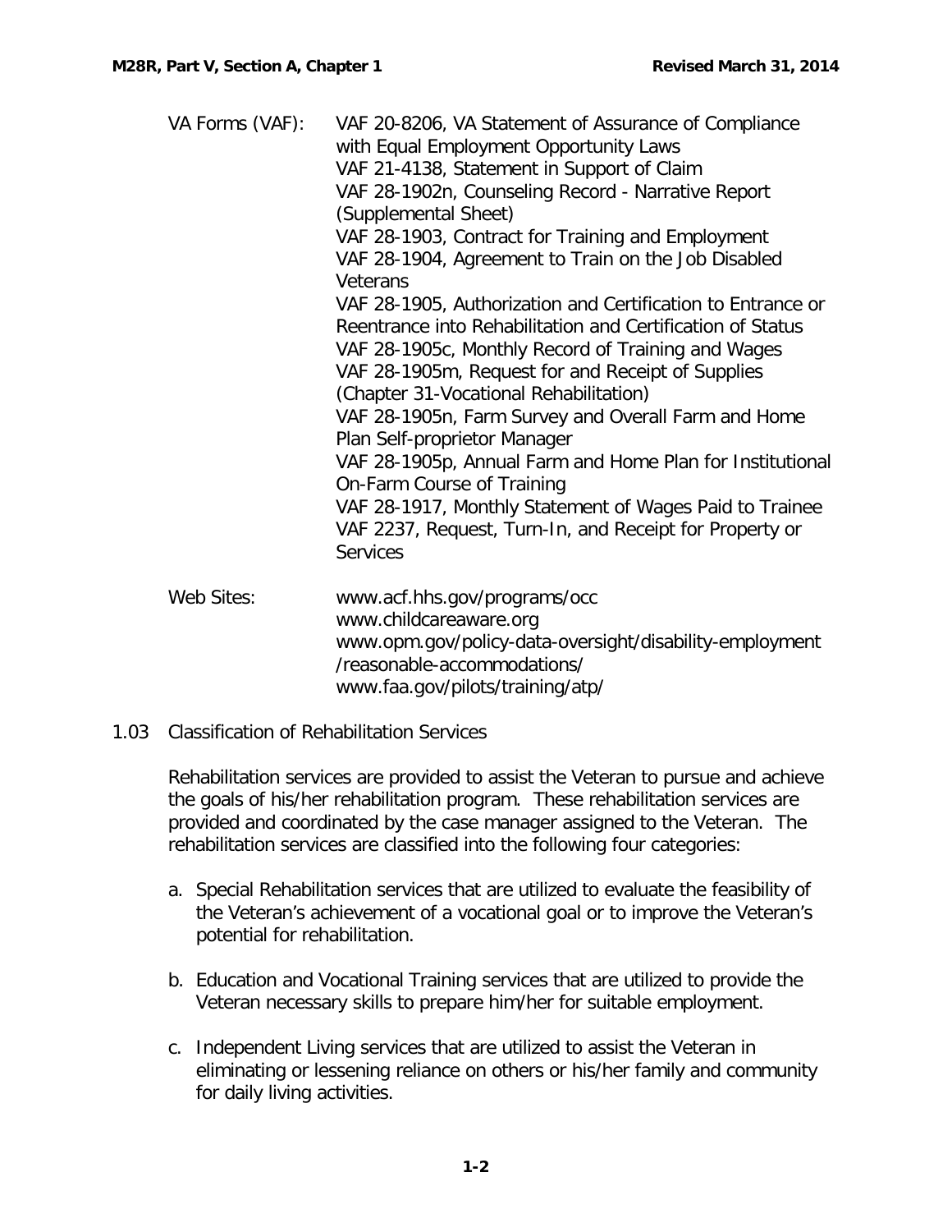VA Forms (VAF): VAF 20-8206, VA Statement of Assurance of Compliance with Equal Employment Opportunity Laws
VAF 21-4138, Statement in Support of Claim
VAF 28-1902n, Counseling Record - Narrative Report (Supplemental Sheet)
VAF 28-1903, Contract for Training and Employment
VAF 28-1904, Agreement to Train on the Job Disabled Veterans
VAF 28-1905, Authorization and Certification to Entrance or Reentrance into Rehabilitation and Certification of Status
VAF 28-1905c, Monthly Record of Training and Wages
VAF 28-1905m, Request for and Receipt of Supplies (Chapter 31-Vocational Rehabilitation)
VAF 28-1905n, Farm Survey and Overall Farm and Home Plan Self-proprietor Manager
VAF 28-1905p, Annual Farm and Home Plan for Institutional On-Farm Course of Training
VAF 28-1917, Monthly Statement of Wages Paid to Trainee
VAF 2237, Request, Turn-In, and Receipt for Property or Services

Web Sites: www.acf.hhs.gov/programs/occ
www.childcareaware.org
www.opm.gov/policy-data-oversight/disability-employment/reasonable-accommodations/
www.faa.gov/pilots/training/atp/

## 1.03 Classification of Rehabilitation Services

Rehabilitation services are provided to assist the Veteran to pursue and achieve the goals of his/her rehabilitation program. These rehabilitation services are provided and coordinated by the case manager assigned to the Veteran. The rehabilitation services are classified into the following four categories:

a. Special Rehabilitation services that are utilized to evaluate the feasibility of the Veteran's achievement of a vocational goal or to improve the Veteran's potential for rehabilitation.

b. Education and Vocational Training services that are utilized to provide the Veteran necessary skills to prepare him/her for suitable employment.

c. Independent Living services that are utilized to assist the Veteran in eliminating or lessening reliance on others or his/her family and community for daily living activities.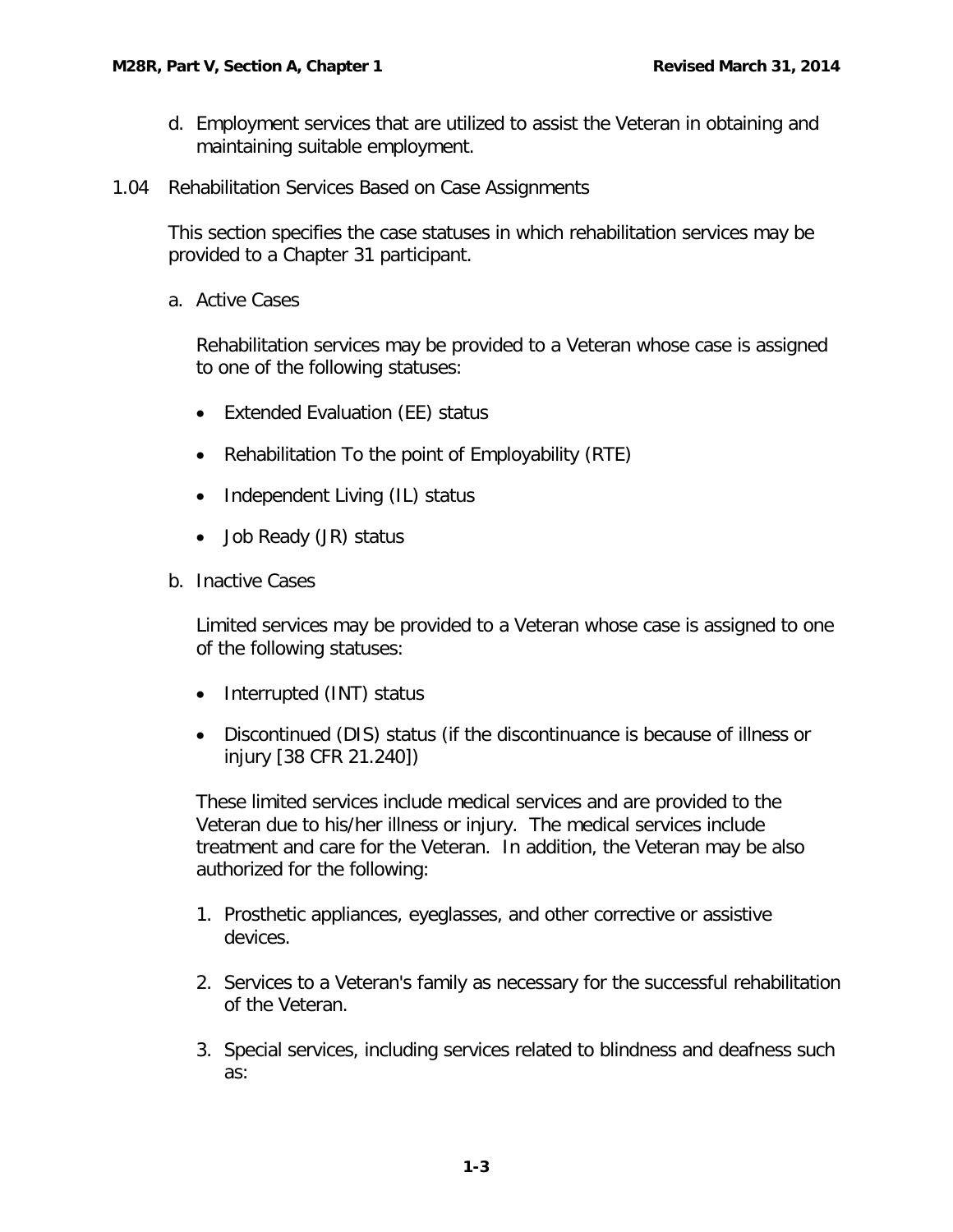d. Employment services that are utilized to assist the Veteran in obtaining and maintaining suitable employment.

## 1.04 Rehabilitation Services Based on Case Assignments

This section specifies the case statuses in which rehabilitation services may be provided to a Chapter 31 participant.

a. Active Cases

Rehabilitation services may be provided to a Veteran whose case is assigned to one of the following statuses:

- Extended Evaluation (EE) status
- Rehabilitation To the point of Employability (RTE)
- Independent Living (IL) status
- Job Ready (JR) status

b. Inactive Cases

Limited services may be provided to a Veteran whose case is assigned to one of the following statuses:

- Interrupted (INT) status
- Discontinued (DIS) status (if the discontinuance is because of illness or injury [38 CFR 21.240])

These limited services include medical services and are provided to the Veteran due to his/her illness or injury. The medical services include treatment and care for the Veteran. In addition, the Veteran may be also authorized for the following:

1. Prosthetic appliances, eyeglasses, and other corrective or assistive devices.
2. Services to a Veteran's family as necessary for the successful rehabilitation of the Veteran.
3. Special services, including services related to blindness and deafness such as: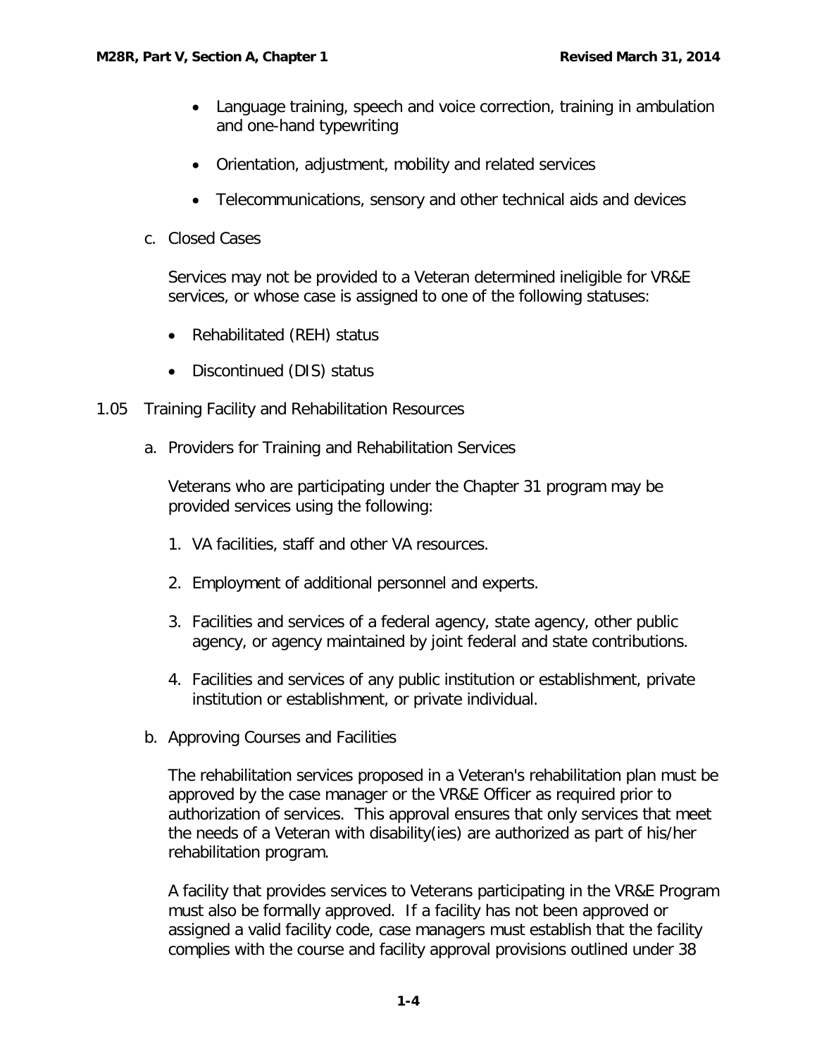- Language training, speech and voice correction, training in ambulation and one-hand typewriting
- Orientation, adjustment, mobility and related services
- Telecommunications, sensory and other technical aids and devices

c. Closed Cases

Services may not be provided to a Veteran determined ineligible for VR&E services, or whose case is assigned to one of the following statuses:

- Rehabilitated (REH) status
- Discontinued (DIS) status

## 1.05 Training Facility and Rehabilitation Resources

a. Providers for Training and Rehabilitation Services

Veterans who are participating under the Chapter 31 program may be provided services using the following:

1. VA facilities, staff and other VA resources.
2. Employment of additional personnel and experts.
3. Facilities and services of a federal agency, state agency, other public agency, or agency maintained by joint federal and state contributions.
4. Facilities and services of any public institution or establishment, private institution or establishment, or private individual.

b. Approving Courses and Facilities

The rehabilitation services proposed in a Veteran's rehabilitation plan must be approved by the case manager or the VR&E Officer as required prior to authorization of services. This approval ensures that only services that meet the needs of a Veteran with disability(ies) are authorized as part of his/her rehabilitation program.

A facility that provides services to Veterans participating in the VR&E Program must also be formally approved. If a facility has not been approved or assigned a valid facility code, case managers must establish that the facility complies with the course and facility approval provisions outlined under 38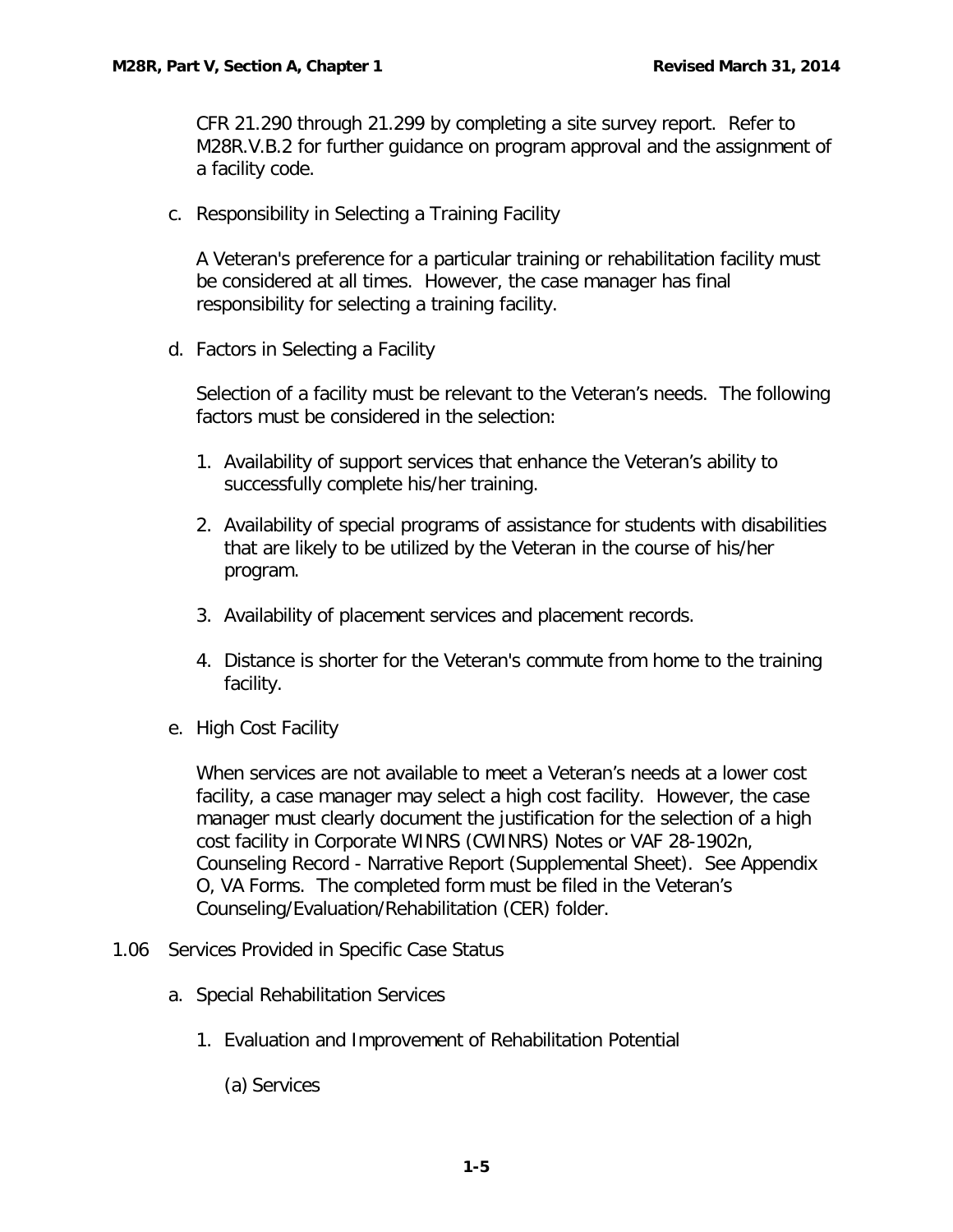CFR 21.290 through 21.299 by completing a site survey report. Refer to M28R.V.B.2 for further guidance on program approval and the assignment of a facility code.

c. Responsibility in Selecting a Training Facility

A Veteran's preference for a particular training or rehabilitation facility must be considered at all times. However, the case manager has final responsibility for selecting a training facility.

d. Factors in Selecting a Facility

Selection of a facility must be relevant to the Veteran's needs. The following factors must be considered in the selection:

1. Availability of support services that enhance the Veteran's ability to successfully complete his/her training.
2. Availability of special programs of assistance for students with disabilities that are likely to be utilized by the Veteran in the course of his/her program.
3. Availability of placement services and placement records.
4. Distance is shorter for the Veteran's commute from home to the training facility.

e. High Cost Facility

When services are not available to meet a Veteran's needs at a lower cost facility, a case manager may select a high cost facility. However, the case manager must clearly document the justification for the selection of a high cost facility in Corporate WINRS (CWINRS) Notes or VAF 28-1902n, Counseling Record - Narrative Report (Supplemental Sheet). See Appendix O, VA Forms. The completed form must be filed in the Veteran's Counseling/Evaluation/Rehabilitation (CER) folder.

## 1.06 Services Provided in Specific Case Status

a. Special Rehabilitation Services

1. Evaluation and Improvement of Rehabilitation Potential

(a) Services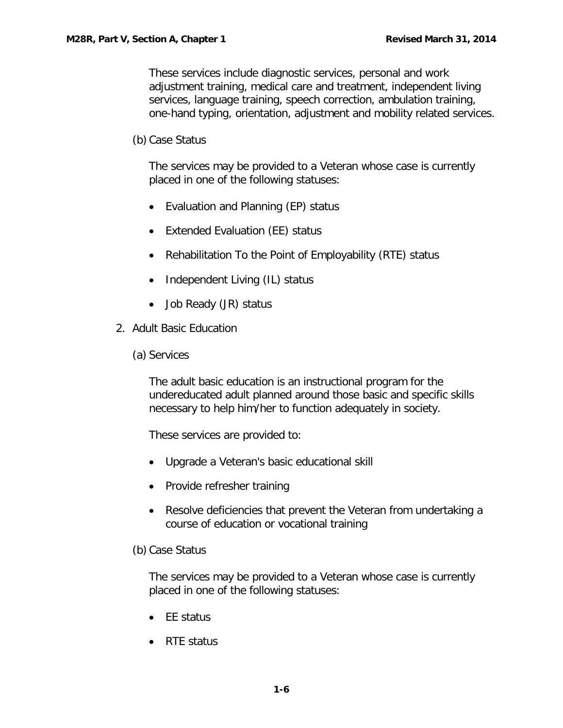These services include diagnostic services, personal and work adjustment training, medical care and treatment, independent living services, language training, speech correction, ambulation training, one-hand typing, orientation, adjustment and mobility related services.

(b) Case Status

The services may be provided to a Veteran whose case is currently placed in one of the following statuses:

- Evaluation and Planning (EP) status
- Extended Evaluation (EE) status
- Rehabilitation To the Point of Employability (RTE) status
- Independent Living (IL) status
- Job Ready (JR) status

2. Adult Basic Education

(a) Services

The adult basic education is an instructional program for the undereducated adult planned around those basic and specific skills necessary to help him/her to function adequately in society.

These services are provided to:

- Upgrade a Veteran's basic educational skill
- Provide refresher training
- Resolve deficiencies that prevent the Veteran from undertaking a course of education or vocational training

(b) Case Status

The services may be provided to a Veteran whose case is currently placed in one of the following statuses:

- EE status
- RTE status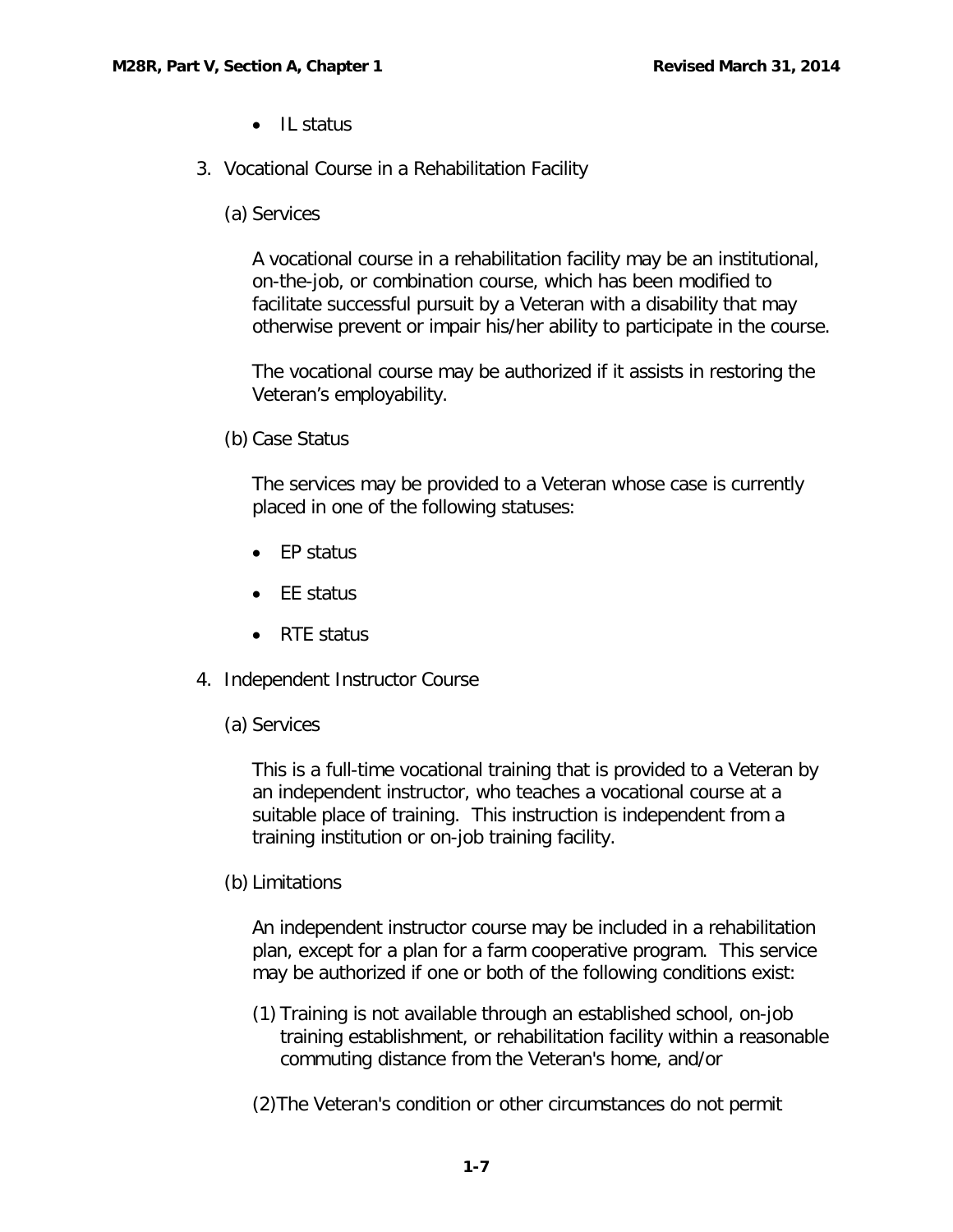- IL status

3. Vocational Course in a Rehabilitation Facility

   (a) Services

   A vocational course in a rehabilitation facility may be an institutional, on-the-job, or combination course, which has been modified to facilitate successful pursuit by a Veteran with a disability that may otherwise prevent or impair his/her ability to participate in the course.

   The vocational course may be authorized if it assists in restoring the Veteran's employability.

   (b) Case Status

   The services may be provided to a Veteran whose case is currently placed in one of the following statuses:

   - EP status
   - EE status
   - RTE status

4. Independent Instructor Course

   (a) Services

   This is a full-time vocational training that is provided to a Veteran by an independent instructor, who teaches a vocational course at a suitable place of training. This instruction is independent from a training institution or on-job training facility.

   (b) Limitations

   An independent instructor course may be included in a rehabilitation plan, except for a plan for a farm cooperative program. This service may be authorized if one or both of the following conditions exist:

   (1) Training is not available through an established school, on-job training establishment, or rehabilitation facility within a reasonable commuting distance from the Veteran's home, and/or

   (2)The Veteran's condition or other circumstances do not permit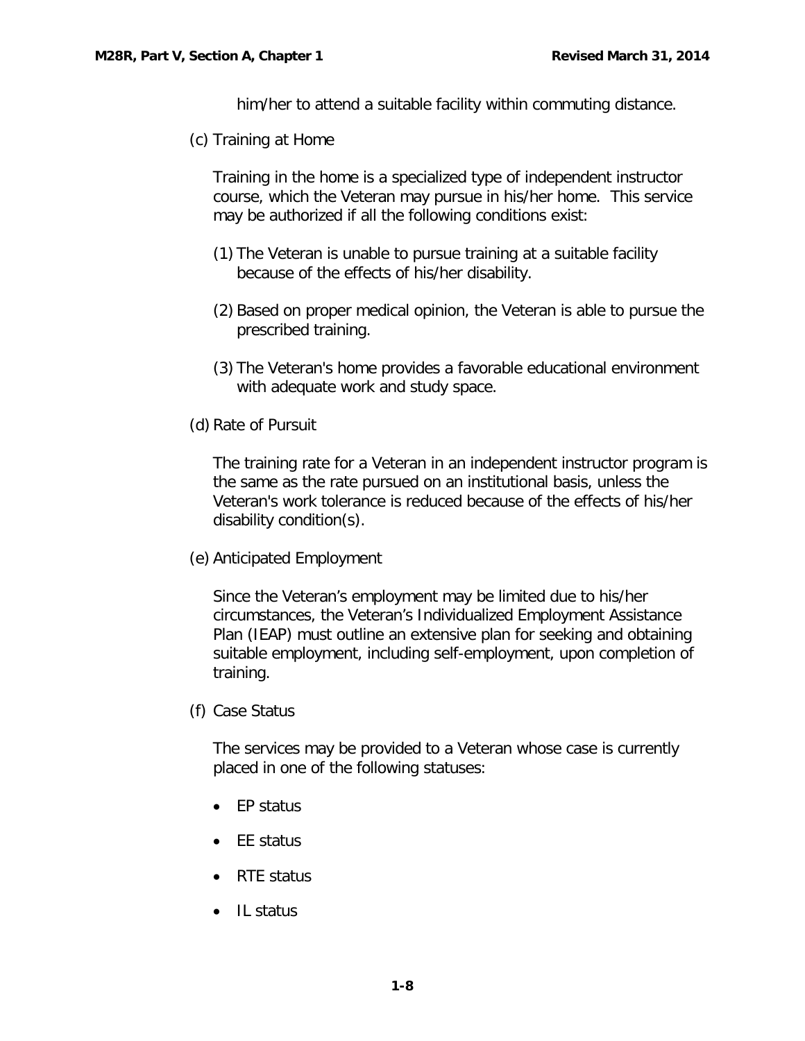him/her to attend a suitable facility within commuting distance.

(c) Training at Home

Training in the home is a specialized type of independent instructor course, which the Veteran may pursue in his/her home. This service may be authorized if all the following conditions exist:

(1) The Veteran is unable to pursue training at a suitable facility because of the effects of his/her disability.

(2) Based on proper medical opinion, the Veteran is able to pursue the prescribed training.

(3) The Veteran's home provides a favorable educational environment with adequate work and study space.

(d) Rate of Pursuit

The training rate for a Veteran in an independent instructor program is the same as the rate pursued on an institutional basis, unless the Veteran's work tolerance is reduced because of the effects of his/her disability condition(s).

(e) Anticipated Employment

Since the Veteran's employment may be limited due to his/her circumstances, the Veteran's Individualized Employment Assistance Plan (IEAP) must outline an extensive plan for seeking and obtaining suitable employment, including self-employment, upon completion of training.

(f) Case Status

The services may be provided to a Veteran whose case is currently placed in one of the following statuses:

- EP status
- EE status
- RTE status
- IL status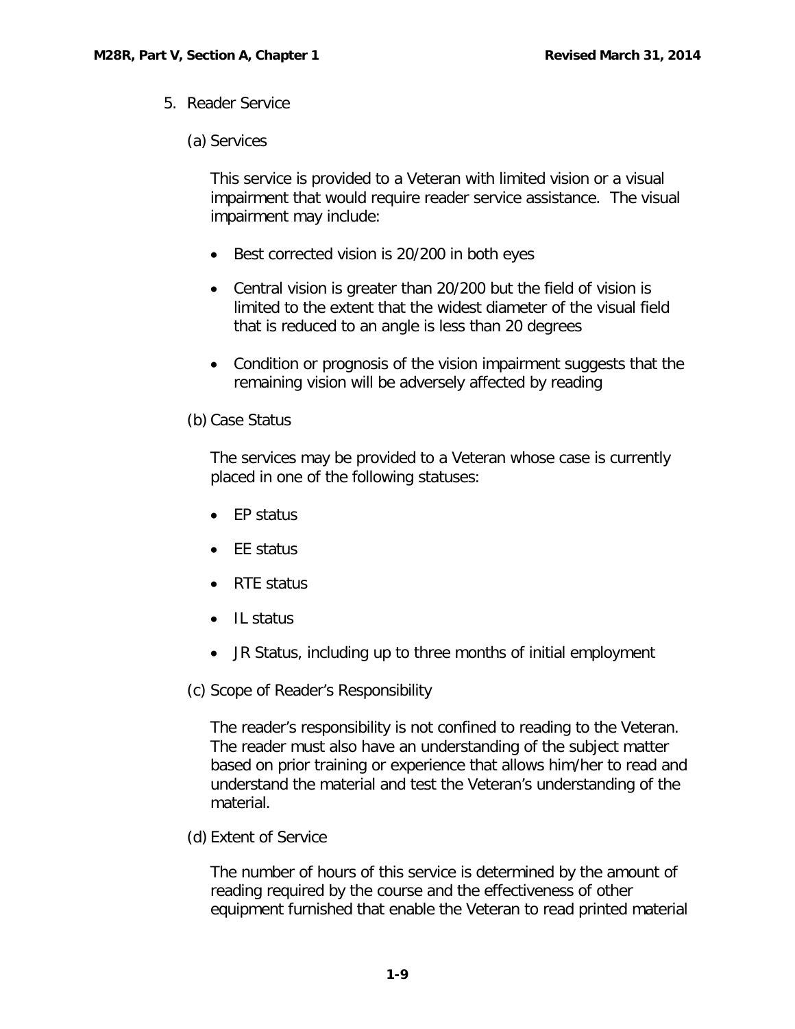5. Reader Service

   (a) Services

   This service is provided to a Veteran with limited vision or a visual impairment that would require reader service assistance. The visual impairment may include:

   - Best corrected vision is 20/200 in both eyes
   - Central vision is greater than 20/200 but the field of vision is limited to the extent that the widest diameter of the visual field that is reduced to an angle is less than 20 degrees
   - Condition or prognosis of the vision impairment suggests that the remaining vision will be adversely affected by reading

   (b) Case Status

   The services may be provided to a Veteran whose case is currently placed in one of the following statuses:

   - EP status
   - EE status
   - RTE status
   - IL status
   - JR Status, including up to three months of initial employment

   (c) Scope of Reader's Responsibility

   The reader's responsibility is not confined to reading to the Veteran. The reader must also have an understanding of the subject matter based on prior training or experience that allows him/her to read and understand the material and test the Veteran's understanding of the material.

   (d) Extent of Service

   The number of hours of this service is determined by the amount of reading required by the course and the effectiveness of other equipment furnished that enable the Veteran to read printed material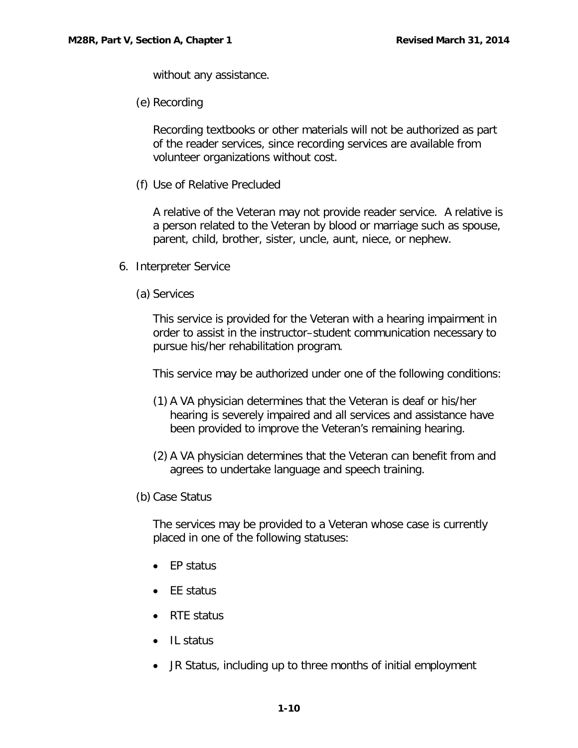without any assistance.

(e) Recording

Recording textbooks or other materials will not be authorized as part of the reader services, since recording services are available from volunteer organizations without cost.

(f) Use of Relative Precluded

A relative of the Veteran may not provide reader service. A relative is a person related to the Veteran by blood or marriage such as spouse, parent, child, brother, sister, uncle, aunt, niece, or nephew.

6. Interpreter Service

(a) Services

This service is provided for the Veteran with a hearing impairment in order to assist in the instructor–student communication necessary to pursue his/her rehabilitation program.

This service may be authorized under one of the following conditions:

(1) A VA physician determines that the Veteran is deaf or his/her hearing is severely impaired and all services and assistance have been provided to improve the Veteran's remaining hearing.

(2) A VA physician determines that the Veteran can benefit from and agrees to undertake language and speech training.

(b) Case Status

The services may be provided to a Veteran whose case is currently placed in one of the following statuses:

- EP status
- EE status
- RTE status
- IL status
- JR Status, including up to three months of initial employment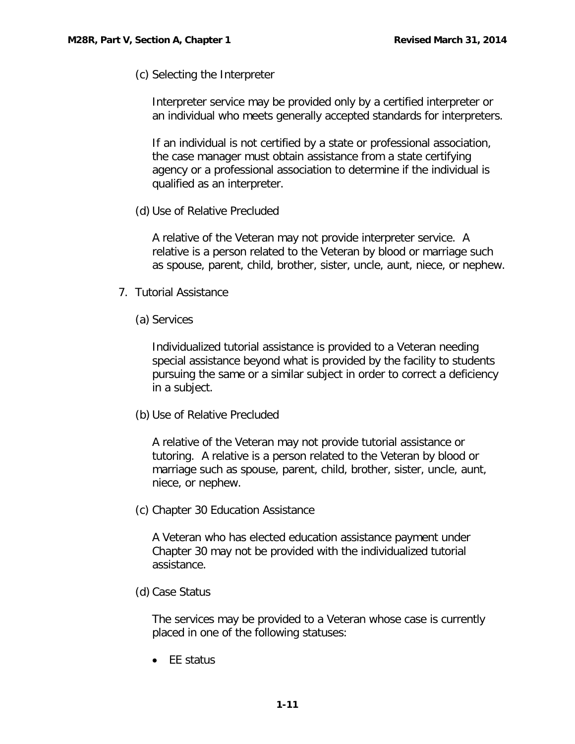(c) Selecting the Interpreter

Interpreter service may be provided only by a certified interpreter or an individual who meets generally accepted standards for interpreters.

If an individual is not certified by a state or professional association, the case manager must obtain assistance from a state certifying agency or a professional association to determine if the individual is qualified as an interpreter.

(d) Use of Relative Precluded

A relative of the Veteran may not provide interpreter service. A relative is a person related to the Veteran by blood or marriage such as spouse, parent, child, brother, sister, uncle, aunt, niece, or nephew.

7. Tutorial Assistance

(a) Services

Individualized tutorial assistance is provided to a Veteran needing special assistance beyond what is provided by the facility to students pursuing the same or a similar subject in order to correct a deficiency in a subject.

(b) Use of Relative Precluded

A relative of the Veteran may not provide tutorial assistance or tutoring. A relative is a person related to the Veteran by blood or marriage such as spouse, parent, child, brother, sister, uncle, aunt, niece, or nephew.

(c) Chapter 30 Education Assistance

A Veteran who has elected education assistance payment under Chapter 30 may not be provided with the individualized tutorial assistance.

(d) Case Status

The services may be provided to a Veteran whose case is currently placed in one of the following statuses:

- EE status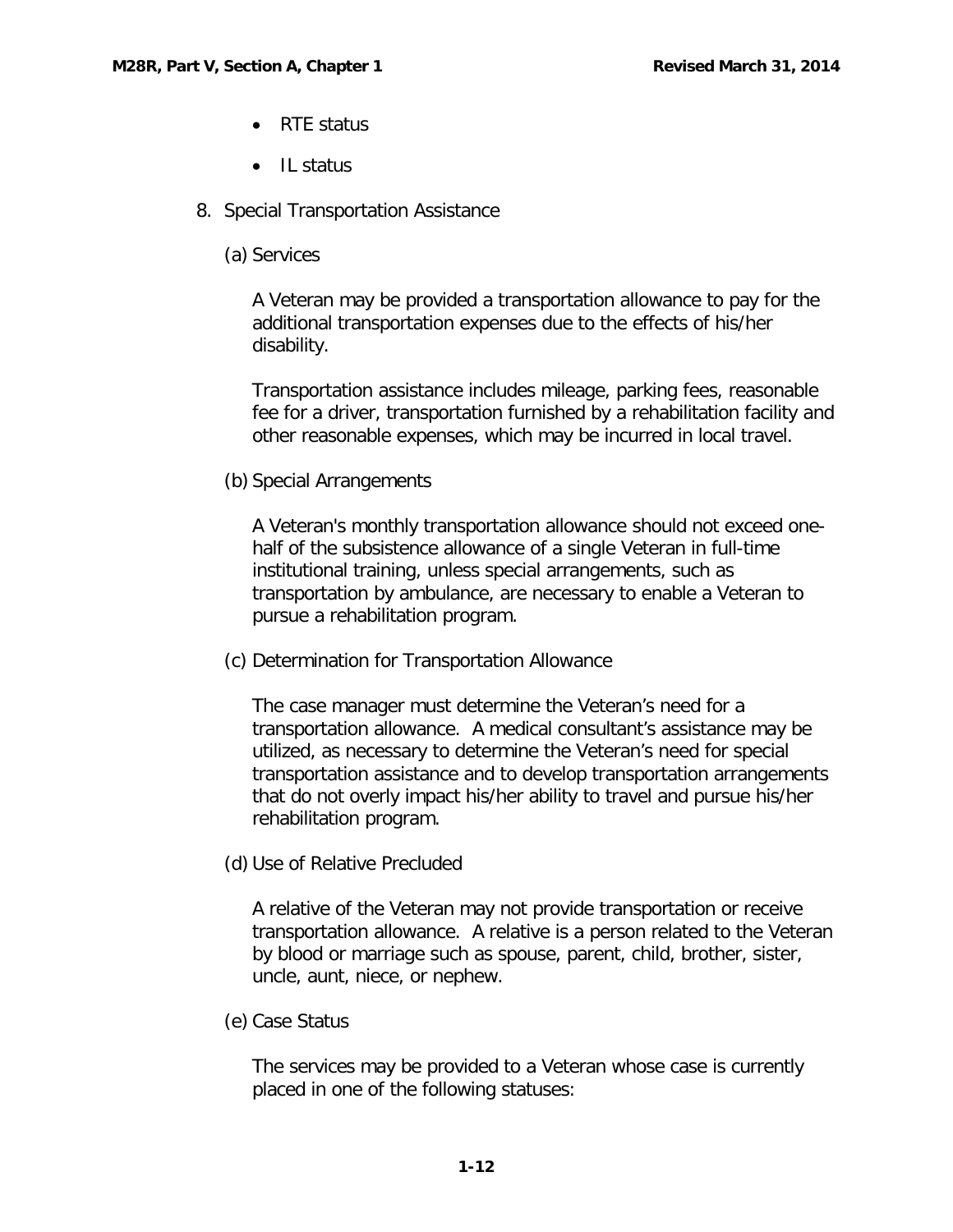- RTE status
- IL status

8. Special Transportation Assistance

   (a) Services

   A Veteran may be provided a transportation allowance to pay for the additional transportation expenses due to the effects of his/her disability.

   Transportation assistance includes mileage, parking fees, reasonable fee for a driver, transportation furnished by a rehabilitation facility and other reasonable expenses, which may be incurred in local travel.

   (b) Special Arrangements

   A Veteran's monthly transportation allowance should not exceed one-half of the subsistence allowance of a single Veteran in full-time institutional training, unless special arrangements, such as transportation by ambulance, are necessary to enable a Veteran to pursue a rehabilitation program.

   (c) Determination for Transportation Allowance

   The case manager must determine the Veteran's need for a transportation allowance. A medical consultant's assistance may be utilized, as necessary to determine the Veteran's need for special transportation assistance and to develop transportation arrangements that do not overly impact his/her ability to travel and pursue his/her rehabilitation program.

   (d) Use of Relative Precluded

   A relative of the Veteran may not provide transportation or receive transportation allowance. A relative is a person related to the Veteran by blood or marriage such as spouse, parent, child, brother, sister, uncle, aunt, niece, or nephew.

   (e) Case Status

   The services may be provided to a Veteran whose case is currently placed in one of the following statuses: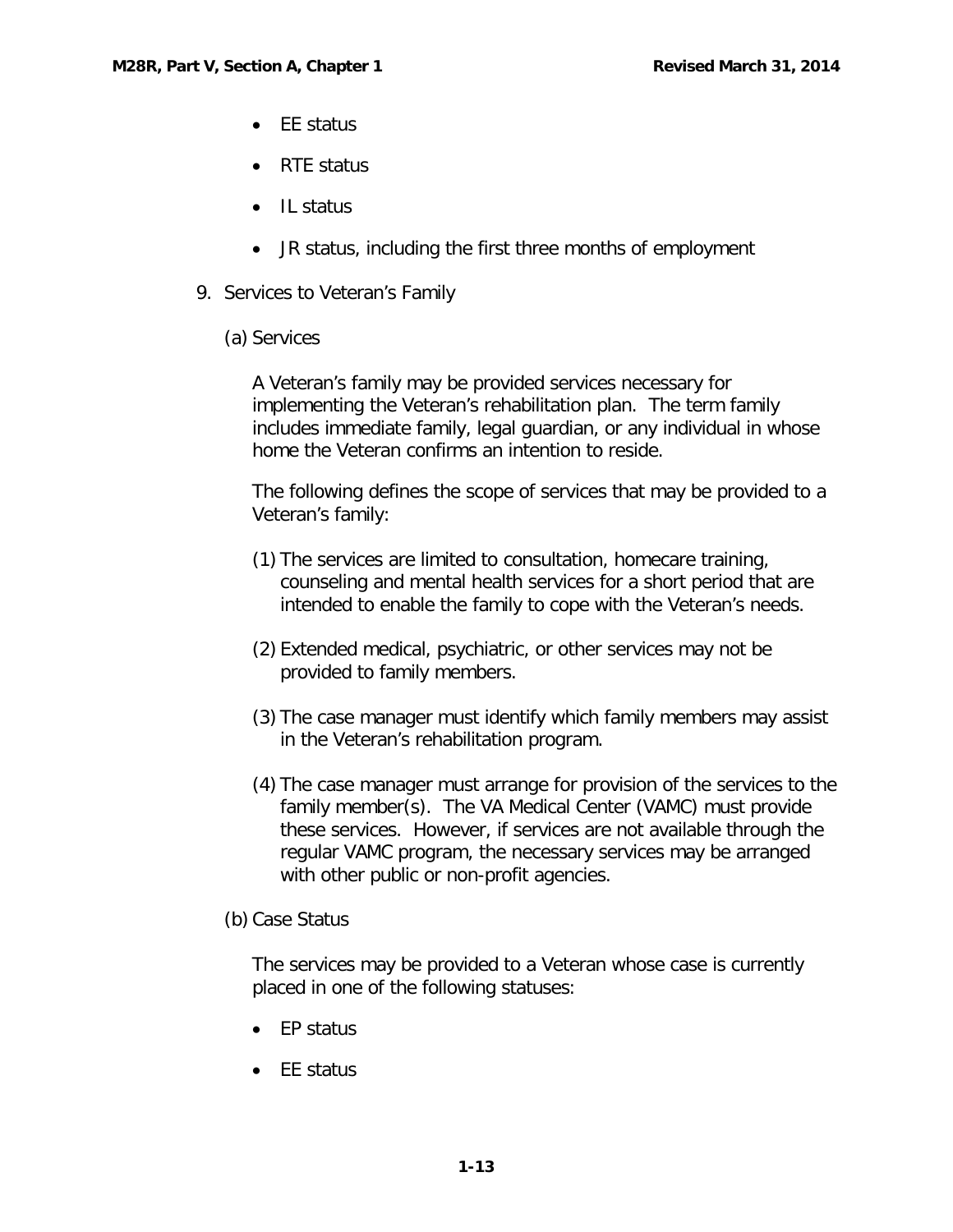- EE status
- RTE status
- IL status
- JR status, including the first three months of employment

9. Services to Veteran's Family

   (a) Services

   A Veteran's family may be provided services necessary for implementing the Veteran's rehabilitation plan. The term family includes immediate family, legal guardian, or any individual in whose home the Veteran confirms an intention to reside.

   The following defines the scope of services that may be provided to a Veteran's family:

   (1) The services are limited to consultation, homecare training, counseling and mental health services for a short period that are intended to enable the family to cope with the Veteran's needs.

   (2) Extended medical, psychiatric, or other services may not be provided to family members.

   (3) The case manager must identify which family members may assist in the Veteran's rehabilitation program.

   (4) The case manager must arrange for provision of the services to the family member(s). The VA Medical Center (VAMC) must provide these services. However, if services are not available through the regular VAMC program, the necessary services may be arranged with other public or non-profit agencies.

   (b) Case Status

   The services may be provided to a Veteran whose case is currently placed in one of the following statuses:

   - EP status
   - EE status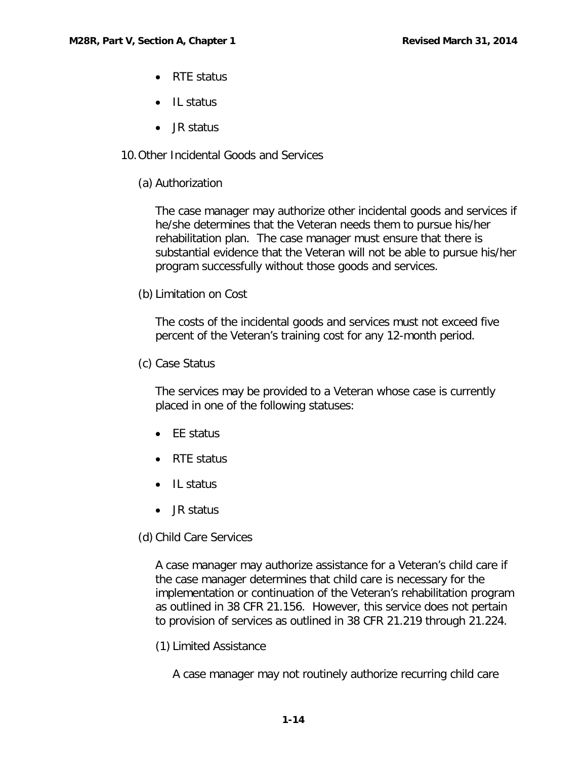- RTE status
- IL status
- JR status

10. Other Incidental Goods and Services

   (a) Authorization

   The case manager may authorize other incidental goods and services if he/she determines that the Veteran needs them to pursue his/her rehabilitation plan. The case manager must ensure that there is substantial evidence that the Veteran will not be able to pursue his/her program successfully without those goods and services.

   (b) Limitation on Cost

   The costs of the incidental goods and services must not exceed five percent of the Veteran's training cost for any 12-month period.

   (c) Case Status

   The services may be provided to a Veteran whose case is currently placed in one of the following statuses:

   - EE status
   - RTE status
   - IL status
   - JR status

   (d) Child Care Services

   A case manager may authorize assistance for a Veteran's child care if the case manager determines that child care is necessary for the implementation or continuation of the Veteran's rehabilitation program as outlined in 38 CFR 21.156. However, this service does not pertain to provision of services as outlined in 38 CFR 21.219 through 21.224.

      (1) Limited Assistance

      A case manager may not routinely authorize recurring child care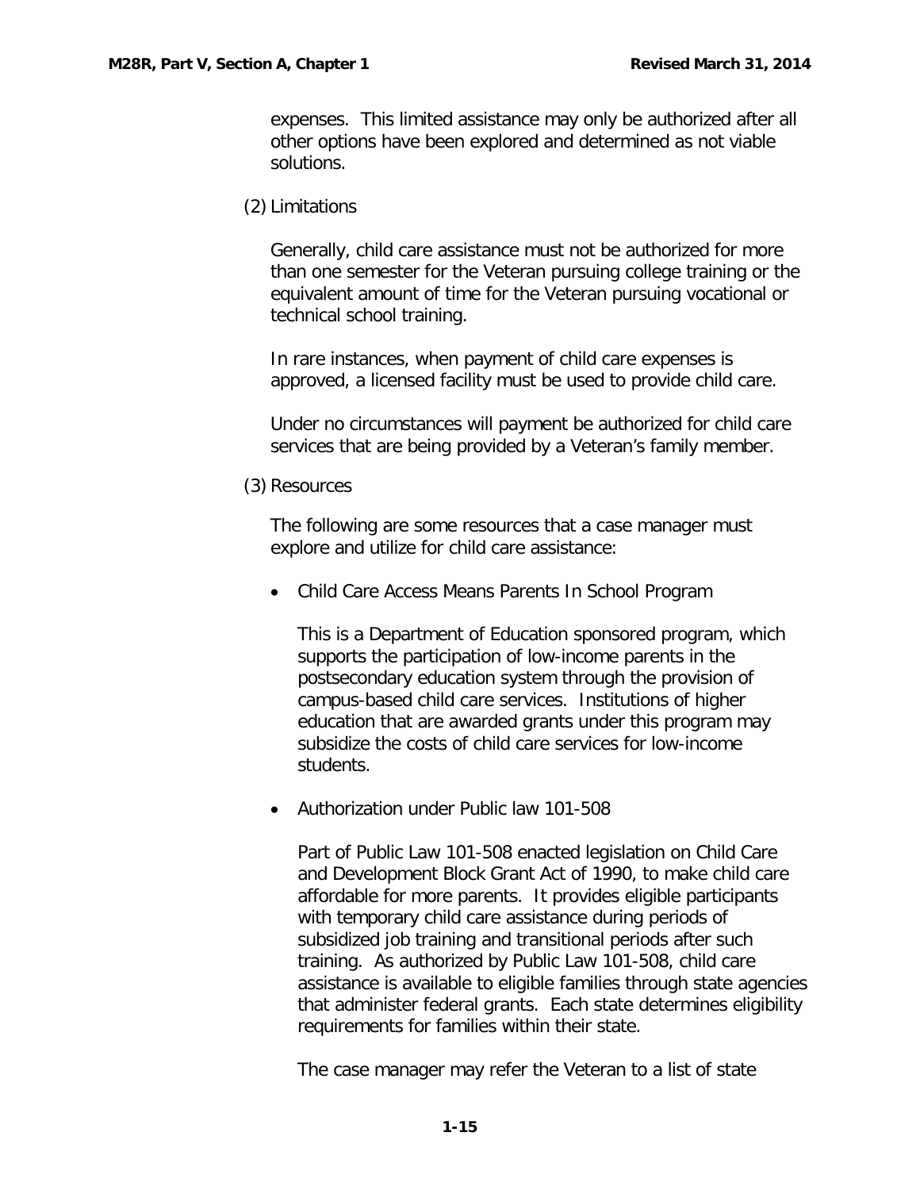expenses. This limited assistance may only be authorized after all other options have been explored and determined as not viable solutions.

(2) Limitations

Generally, child care assistance must not be authorized for more than one semester for the Veteran pursuing college training or the equivalent amount of time for the Veteran pursuing vocational or technical school training.

In rare instances, when payment of child care expenses is approved, a licensed facility must be used to provide child care.

Under no circumstances will payment be authorized for child care services that are being provided by a Veteran's family member.

(3) Resources

The following are some resources that a case manager must explore and utilize for child care assistance:

- Child Care Access Means Parents In School Program

  This is a Department of Education sponsored program, which supports the participation of low-income parents in the postsecondary education system through the provision of campus-based child care services. Institutions of higher education that are awarded grants under this program may subsidize the costs of child care services for low-income students.

- Authorization under Public law 101-508

  Part of Public Law 101-508 enacted legislation on Child Care and Development Block Grant Act of 1990, to make child care affordable for more parents. It provides eligible participants with temporary child care assistance during periods of subsidized job training and transitional periods after such training. As authorized by Public Law 101-508, child care assistance is available to eligible families through state agencies that administer federal grants. Each state determines eligibility requirements for families within their state.

  The case manager may refer the Veteran to a list of state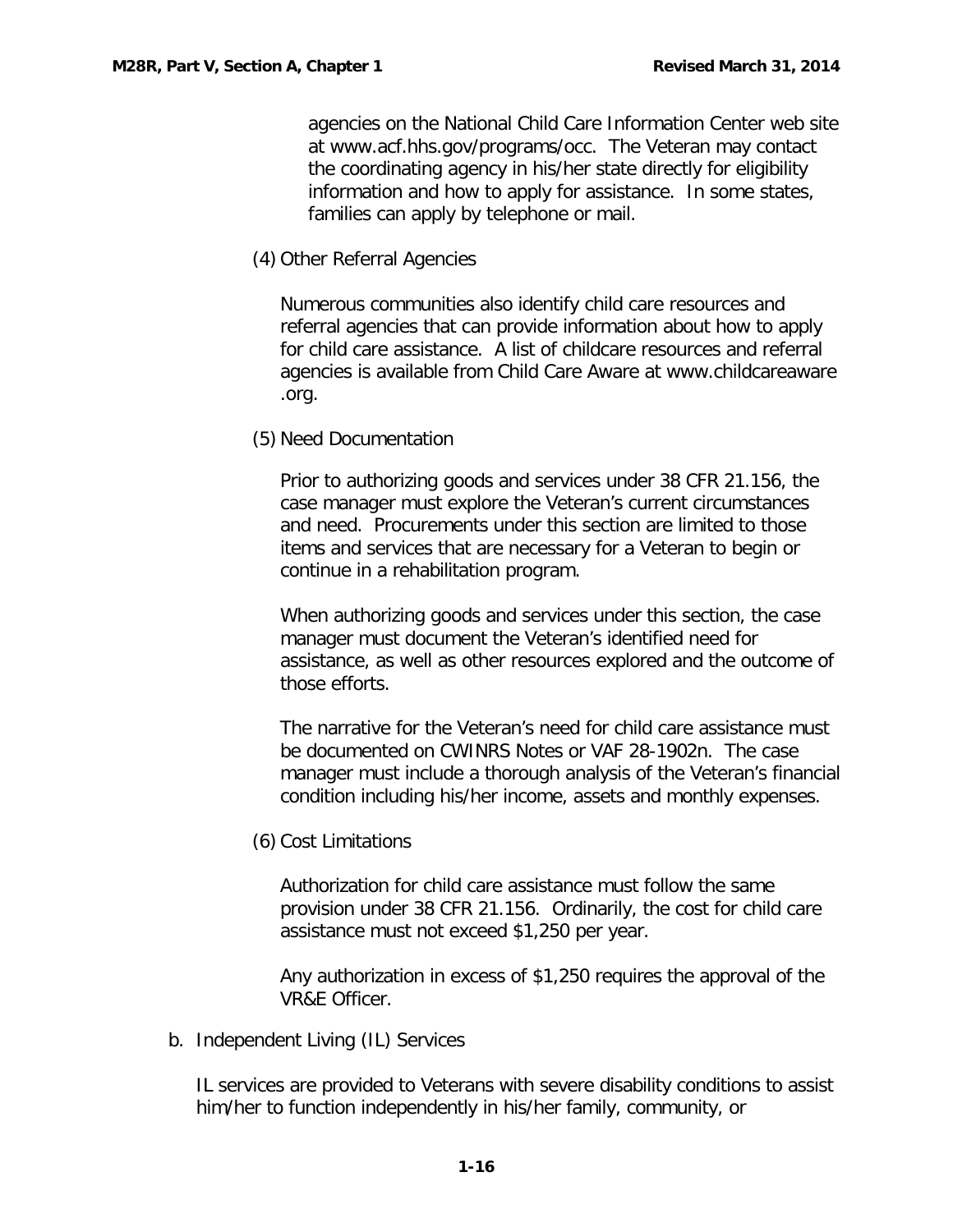agencies on the National Child Care Information Center web site at www.acf.hhs.gov/programs/occ. The Veteran may contact the coordinating agency in his/her state directly for eligibility information and how to apply for assistance. In some states, families can apply by telephone or mail.

(4) Other Referral Agencies

Numerous communities also identify child care resources and referral agencies that can provide information about how to apply for child care assistance. A list of childcare resources and referral agencies is available from Child Care Aware at www.childcareaware .org.

(5) Need Documentation

Prior to authorizing goods and services under 38 CFR 21.156, the case manager must explore the Veteran's current circumstances and need. Procurements under this section are limited to those items and services that are necessary for a Veteran to begin or continue in a rehabilitation program.

When authorizing goods and services under this section, the case manager must document the Veteran's identified need for assistance, as well as other resources explored and the outcome of those efforts.

The narrative for the Veteran's need for child care assistance must be documented on CWINRS Notes or VAF 28-1902n. The case manager must include a thorough analysis of the Veteran's financial condition including his/her income, assets and monthly expenses.

(6) Cost Limitations

Authorization for child care assistance must follow the same provision under 38 CFR 21.156. Ordinarily, the cost for child care assistance must not exceed $1,250 per year.

Any authorization in excess of $1,250 requires the approval of the VR&E Officer.

b. Independent Living (IL) Services

IL services are provided to Veterans with severe disability conditions to assist him/her to function independently in his/her family, community, or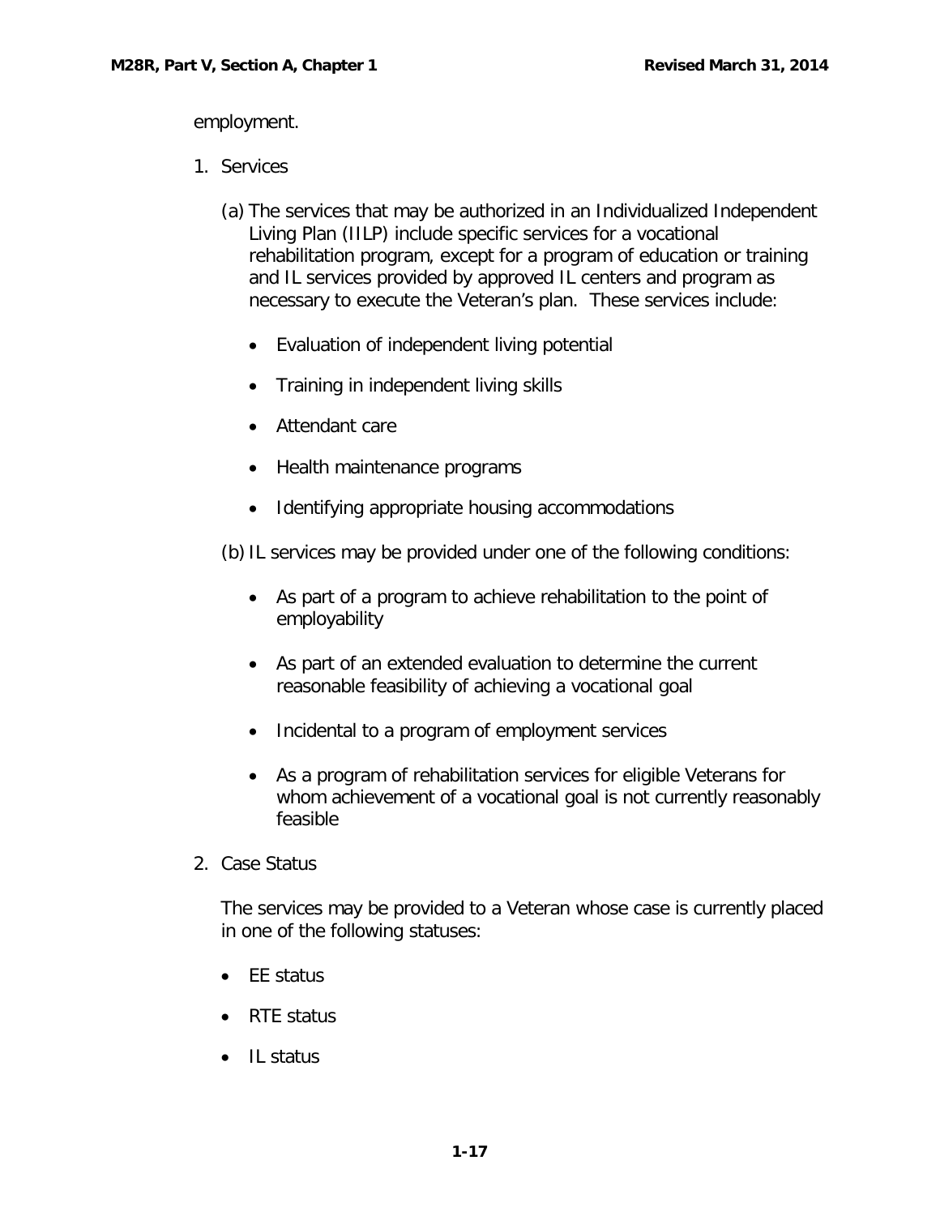employment.

1. Services

   (a) The services that may be authorized in an Individualized Independent Living Plan (IILP) include specific services for a vocational rehabilitation program, except for a program of education or training and IL services provided by approved IL centers and program as necessary to execute the Veteran's plan. These services include:

   - Evaluation of independent living potential
   - Training in independent living skills
   - Attendant care
   - Health maintenance programs
   - Identifying appropriate housing accommodations

   (b) IL services may be provided under one of the following conditions:

   - As part of a program to achieve rehabilitation to the point of employability
   - As part of an extended evaluation to determine the current reasonable feasibility of achieving a vocational goal
   - Incidental to a program of employment services
   - As a program of rehabilitation services for eligible Veterans for whom achievement of a vocational goal is not currently reasonably feasible

2. Case Status

   The services may be provided to a Veteran whose case is currently placed in one of the following statuses:

   - EE status
   - RTE status
   - IL status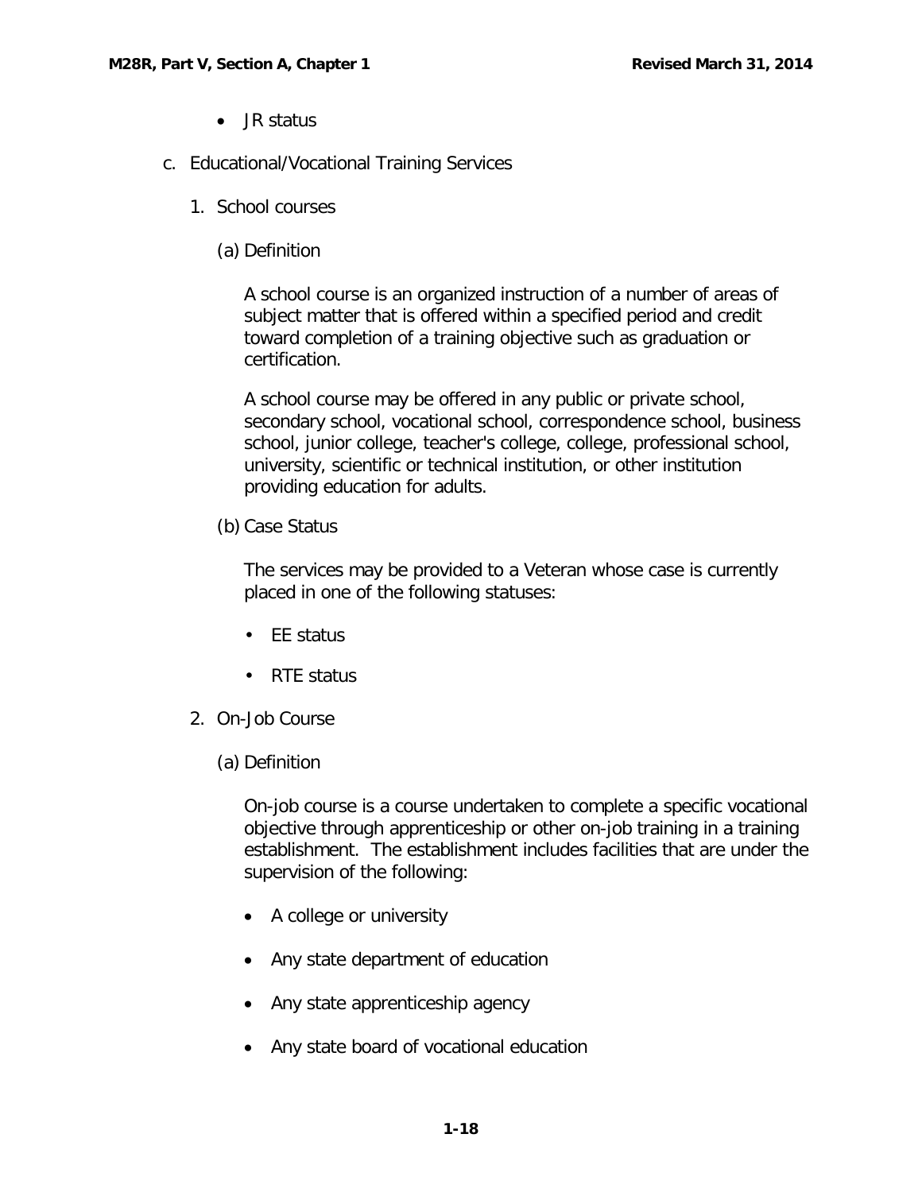- JR status

c. Educational/Vocational Training Services

1. School courses

(a) Definition

A school course is an organized instruction of a number of areas of subject matter that is offered within a specified period and credit toward completion of a training objective such as graduation or certification.

A school course may be offered in any public or private school, secondary school, vocational school, correspondence school, business school, junior college, teacher's college, college, professional school, university, scientific or technical institution, or other institution providing education for adults.

(b) Case Status

The services may be provided to a Veteran whose case is currently placed in one of the following statuses:

- EE status
- RTE status

2. On-Job Course

(a) Definition

On-job course is a course undertaken to complete a specific vocational objective through apprenticeship or other on-job training in a training establishment. The establishment includes facilities that are under the supervision of the following:

- A college or university
- Any state department of education
- Any state apprenticeship agency
- Any state board of vocational education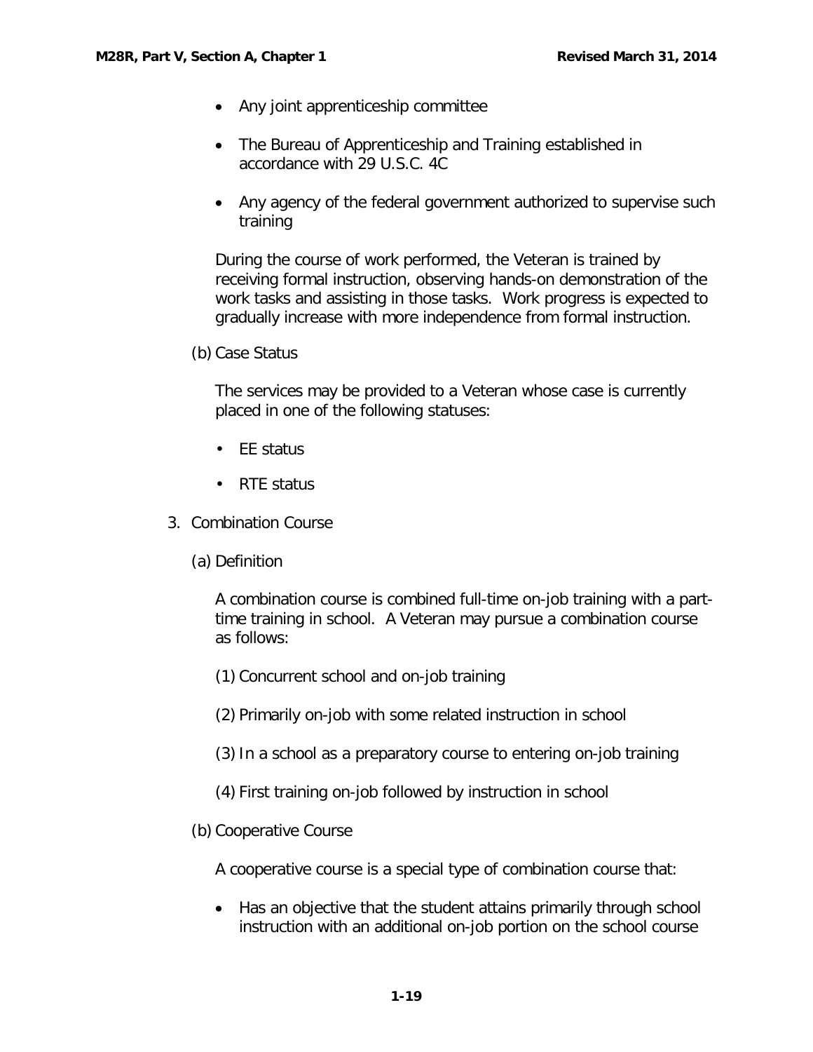- Any joint apprenticeship committee

- The Bureau of Apprenticeship and Training established in accordance with 29 U.S.C. 4C

- Any agency of the federal government authorized to supervise such training

During the course of work performed, the Veteran is trained by receiving formal instruction, observing hands-on demonstration of the work tasks and assisting in those tasks. Work progress is expected to gradually increase with more independence from formal instruction.

(b) Case Status

The services may be provided to a Veteran whose case is currently placed in one of the following statuses:

- EE status
- RTE status

3. Combination Course

(a) Definition

A combination course is combined full-time on-job training with a part-time training in school. A Veteran may pursue a combination course as follows:

(1) Concurrent school and on-job training

(2) Primarily on-job with some related instruction in school

(3) In a school as a preparatory course to entering on-job training

(4) First training on-job followed by instruction in school

(b) Cooperative Course

A cooperative course is a special type of combination course that:

- Has an objective that the student attains primarily through school instruction with an additional on-job portion on the school course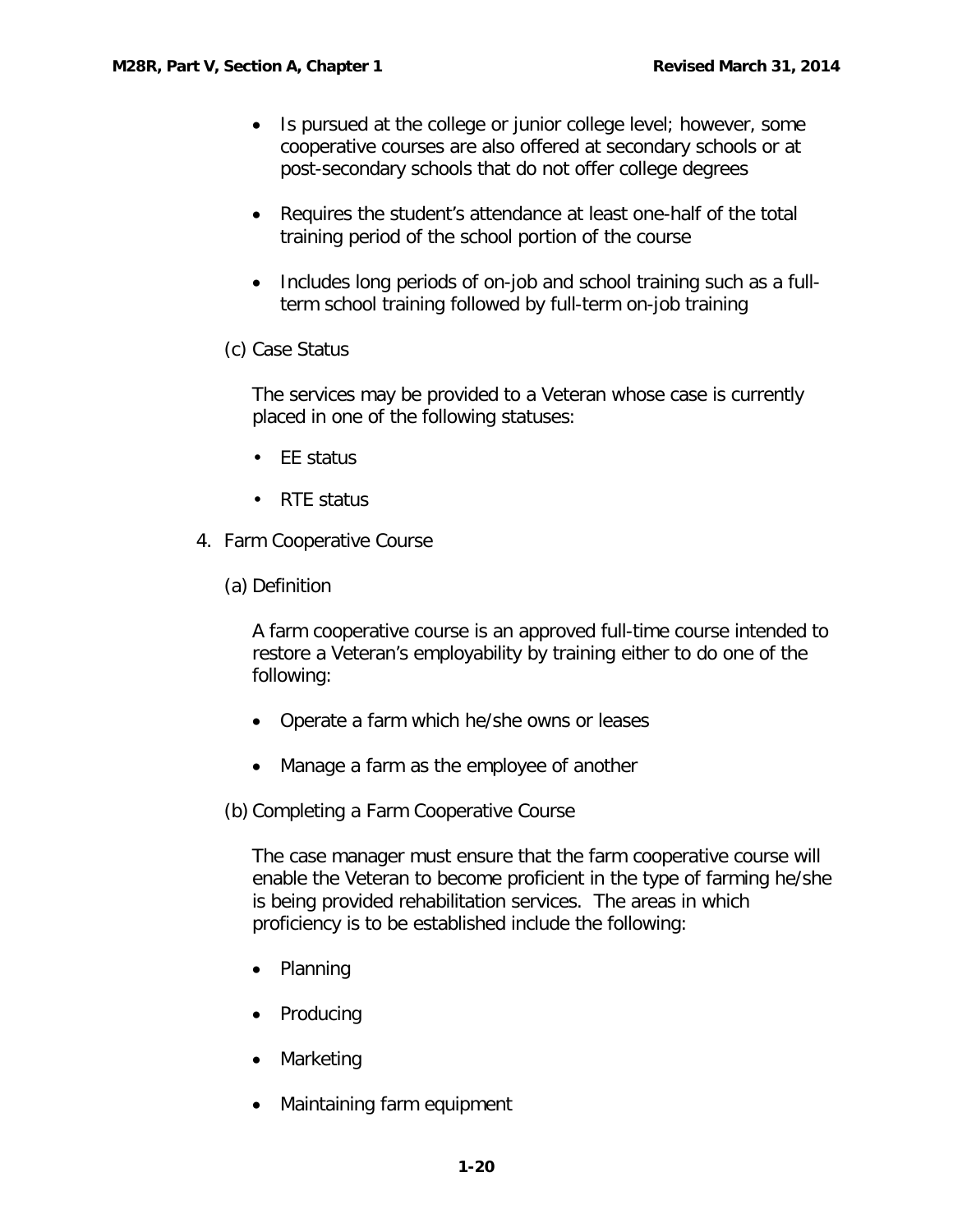- Is pursued at the college or junior college level; however, some cooperative courses are also offered at secondary schools or at post-secondary schools that do not offer college degrees

- Requires the student's attendance at least one-half of the total training period of the school portion of the course

- Includes long periods of on-job and school training such as a full-term school training followed by full-term on-job training

(c) Case Status

The services may be provided to a Veteran whose case is currently placed in one of the following statuses:

- EE status
- RTE status

4. Farm Cooperative Course

(a) Definition

A farm cooperative course is an approved full-time course intended to restore a Veteran's employability by training either to do one of the following:

- Operate a farm which he/she owns or leases

- Manage a farm as the employee of another

(b) Completing a Farm Cooperative Course

The case manager must ensure that the farm cooperative course will enable the Veteran to become proficient in the type of farming he/she is being provided rehabilitation services. The areas in which proficiency is to be established include the following:

- Planning

- Producing

- Marketing

- Maintaining farm equipment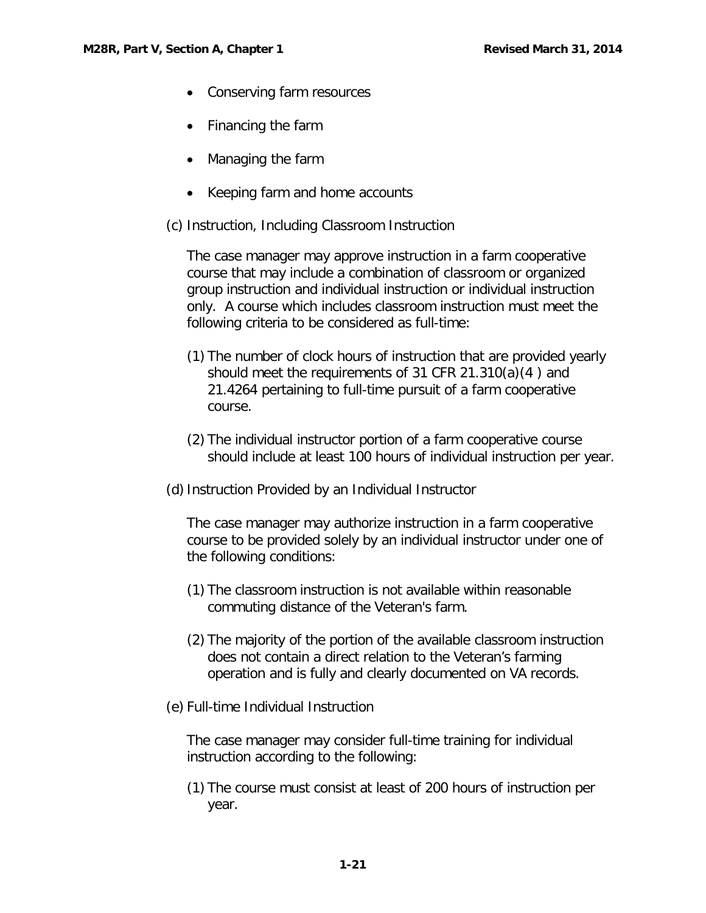- Conserving farm resources
- Financing the farm
- Managing the farm
- Keeping farm and home accounts

(c) Instruction, Including Classroom Instruction

The case manager may approve instruction in a farm cooperative course that may include a combination of classroom or organized group instruction and individual instruction or individual instruction only. A course which includes classroom instruction must meet the following criteria to be considered as full-time:

(1) The number of clock hours of instruction that are provided yearly should meet the requirements of 31 CFR 21.310(a)(4 ) and 21.4264 pertaining to full-time pursuit of a farm cooperative course.

(2) The individual instructor portion of a farm cooperative course should include at least 100 hours of individual instruction per year.

(d) Instruction Provided by an Individual Instructor

The case manager may authorize instruction in a farm cooperative course to be provided solely by an individual instructor under one of the following conditions:

(1) The classroom instruction is not available within reasonable commuting distance of the Veteran's farm.

(2) The majority of the portion of the available classroom instruction does not contain a direct relation to the Veteran's farming operation and is fully and clearly documented on VA records.

(e) Full-time Individual Instruction

The case manager may consider full-time training for individual instruction according to the following:

(1) The course must consist at least of 200 hours of instruction per year.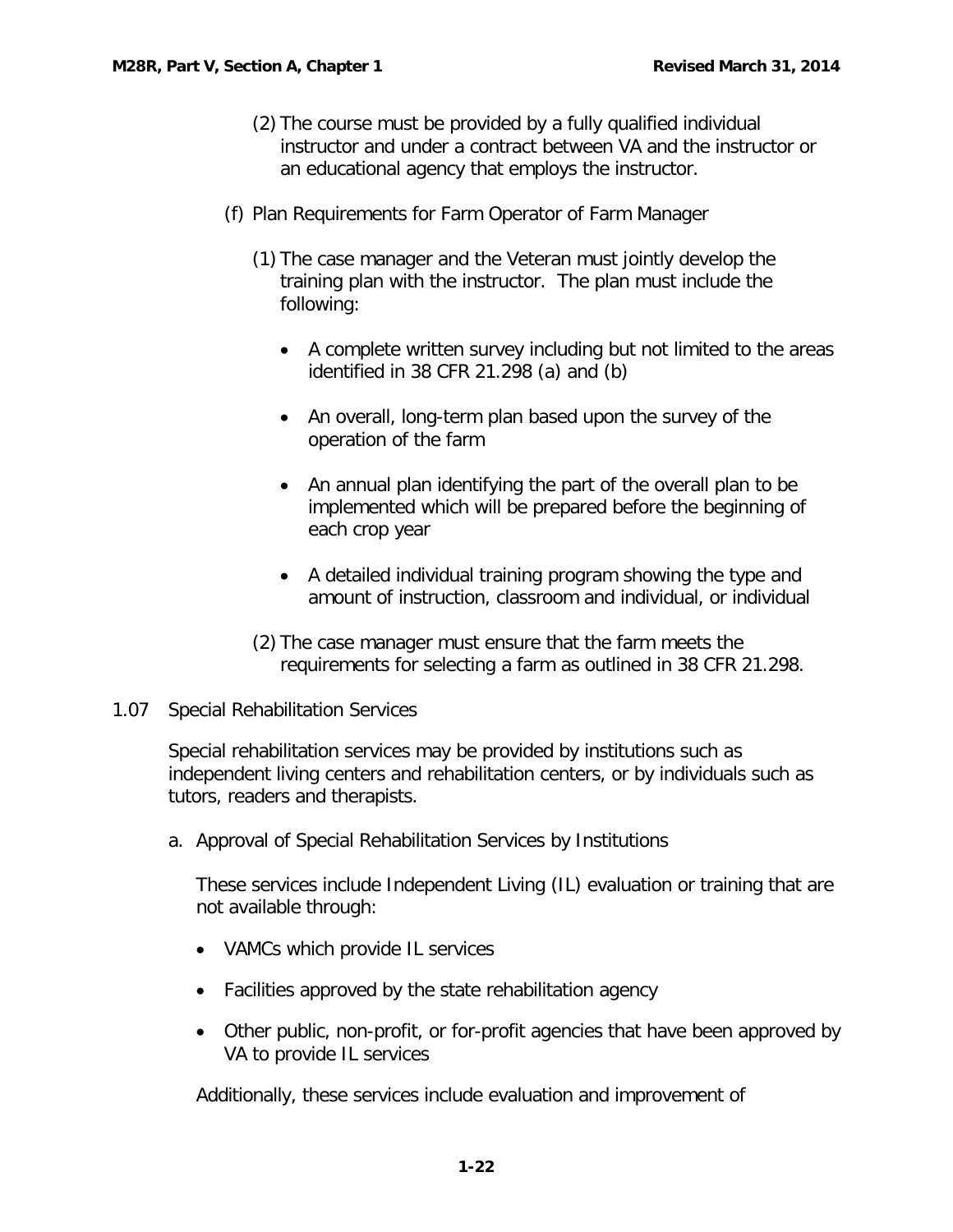(2) The course must be provided by a fully qualified individual instructor and under a contract between VA and the instructor or an educational agency that employs the instructor.

(f) Plan Requirements for Farm Operator of Farm Manager

(1) The case manager and the Veteran must jointly develop the training plan with the instructor. The plan must include the following:

- A complete written survey including but not limited to the areas identified in 38 CFR 21.298 (a) and (b)
- An overall, long-term plan based upon the survey of the operation of the farm
- An annual plan identifying the part of the overall plan to be implemented which will be prepared before the beginning of each crop year
- A detailed individual training program showing the type and amount of instruction, classroom and individual, or individual

(2) The case manager must ensure that the farm meets the requirements for selecting a farm as outlined in 38 CFR 21.298.

## 1.07 Special Rehabilitation Services

Special rehabilitation services may be provided by institutions such as independent living centers and rehabilitation centers, or by individuals such as tutors, readers and therapists.

a. Approval of Special Rehabilitation Services by Institutions

These services include Independent Living (IL) evaluation or training that are not available through:

- VAMCs which provide IL services
- Facilities approved by the state rehabilitation agency
- Other public, non-profit, or for-profit agencies that have been approved by VA to provide IL services

Additionally, these services include evaluation and improvement of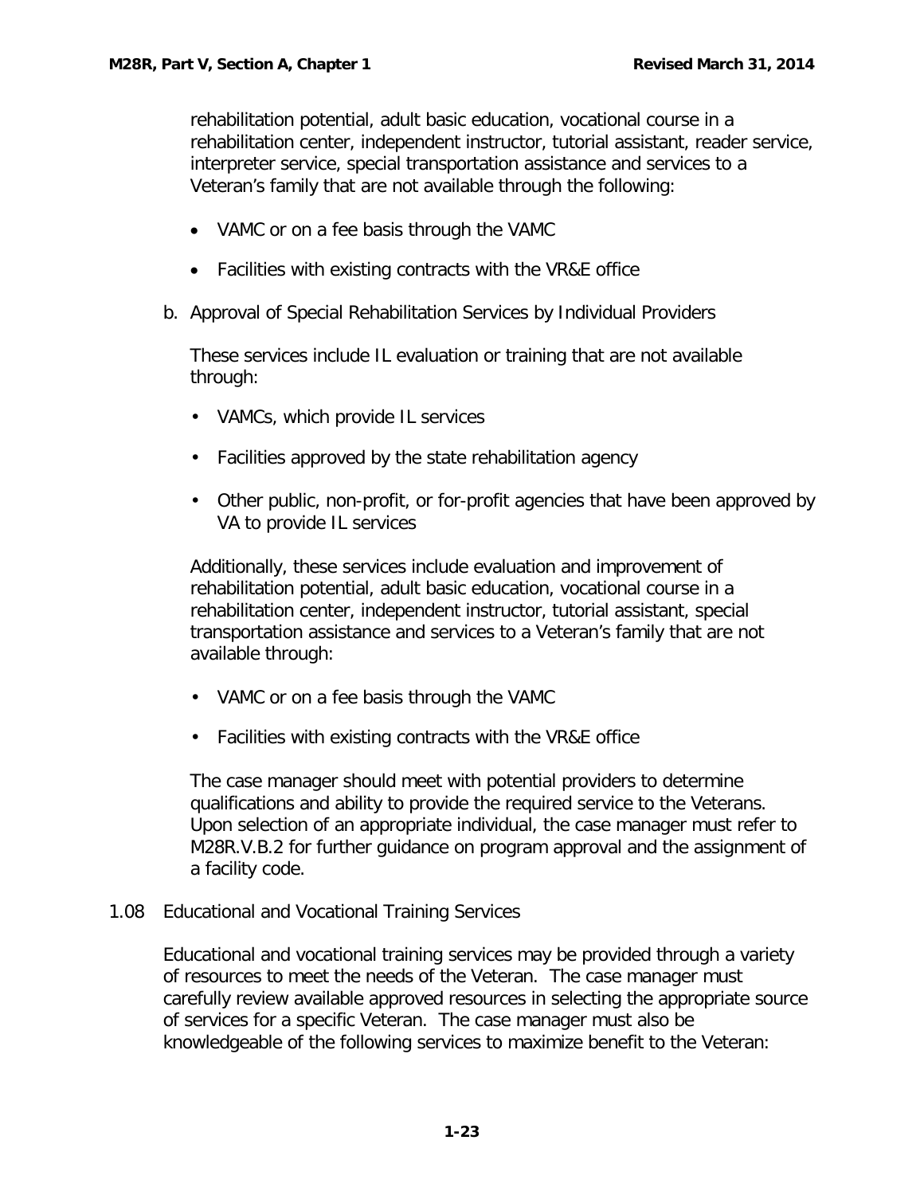rehabilitation potential, adult basic education, vocational course in a rehabilitation center, independent instructor, tutorial assistant, reader service, interpreter service, special transportation assistance and services to a Veteran's family that are not available through the following:

- VAMC or on a fee basis through the VAMC
- Facilities with existing contracts with the VR&E office

b. Approval of Special Rehabilitation Services by Individual Providers

These services include IL evaluation or training that are not available through:

- VAMCs, which provide IL services
- Facilities approved by the state rehabilitation agency
- Other public, non-profit, or for-profit agencies that have been approved by VA to provide IL services

Additionally, these services include evaluation and improvement of rehabilitation potential, adult basic education, vocational course in a rehabilitation center, independent instructor, tutorial assistant, special transportation assistance and services to a Veteran's family that are not available through:

- VAMC or on a fee basis through the VAMC
- Facilities with existing contracts with the VR&E office

The case manager should meet with potential providers to determine qualifications and ability to provide the required service to the Veterans. Upon selection of an appropriate individual, the case manager must refer to M28R.V.B.2 for further guidance on program approval and the assignment of a facility code.

## 1.08 Educational and Vocational Training Services

Educational and vocational training services may be provided through a variety of resources to meet the needs of the Veteran. The case manager must carefully review available approved resources in selecting the appropriate source of services for a specific Veteran. The case manager must also be knowledgeable of the following services to maximize benefit to the Veteran: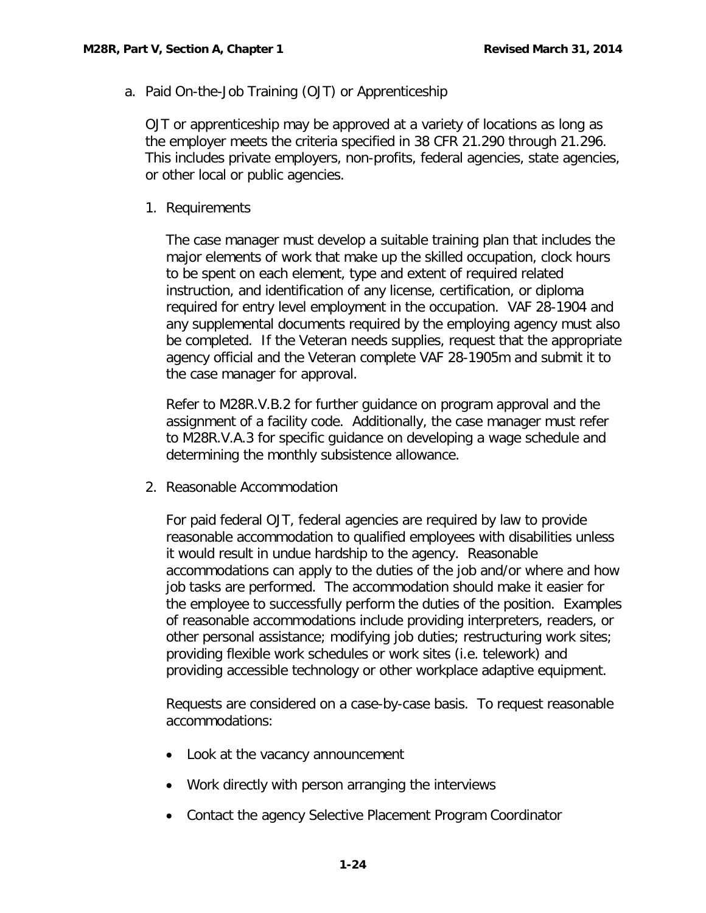a. Paid On-the-Job Training (OJT) or Apprenticeship

OJT or apprenticeship may be approved at a variety of locations as long as the employer meets the criteria specified in 38 CFR 21.290 through 21.296. This includes private employers, non-profits, federal agencies, state agencies, or other local or public agencies.

1. Requirements

   The case manager must develop a suitable training plan that includes the major elements of work that make up the skilled occupation, clock hours to be spent on each element, type and extent of required related instruction, and identification of any license, certification, or diploma required for entry level employment in the occupation. VAF 28-1904 and any supplemental documents required by the employing agency must also be completed. If the Veteran needs supplies, request that the appropriate agency official and the Veteran complete VAF 28-1905m and submit it to the case manager for approval.

   Refer to M28R.V.B.2 for further guidance on program approval and the assignment of a facility code. Additionally, the case manager must refer to M28R.V.A.3 for specific guidance on developing a wage schedule and determining the monthly subsistence allowance.

2. Reasonable Accommodation

   For paid federal OJT, federal agencies are required by law to provide reasonable accommodation to qualified employees with disabilities unless it would result in undue hardship to the agency. Reasonable accommodations can apply to the duties of the job and/or where and how job tasks are performed. The accommodation should make it easier for the employee to successfully perform the duties of the position. Examples of reasonable accommodations include providing interpreters, readers, or other personal assistance; modifying job duties; restructuring work sites; providing flexible work schedules or work sites (i.e. telework) and providing accessible technology or other workplace adaptive equipment.

   Requests are considered on a case-by-case basis. To request reasonable accommodations:

   - Look at the vacancy announcement
   - Work directly with person arranging the interviews
   - Contact the agency Selective Placement Program Coordinator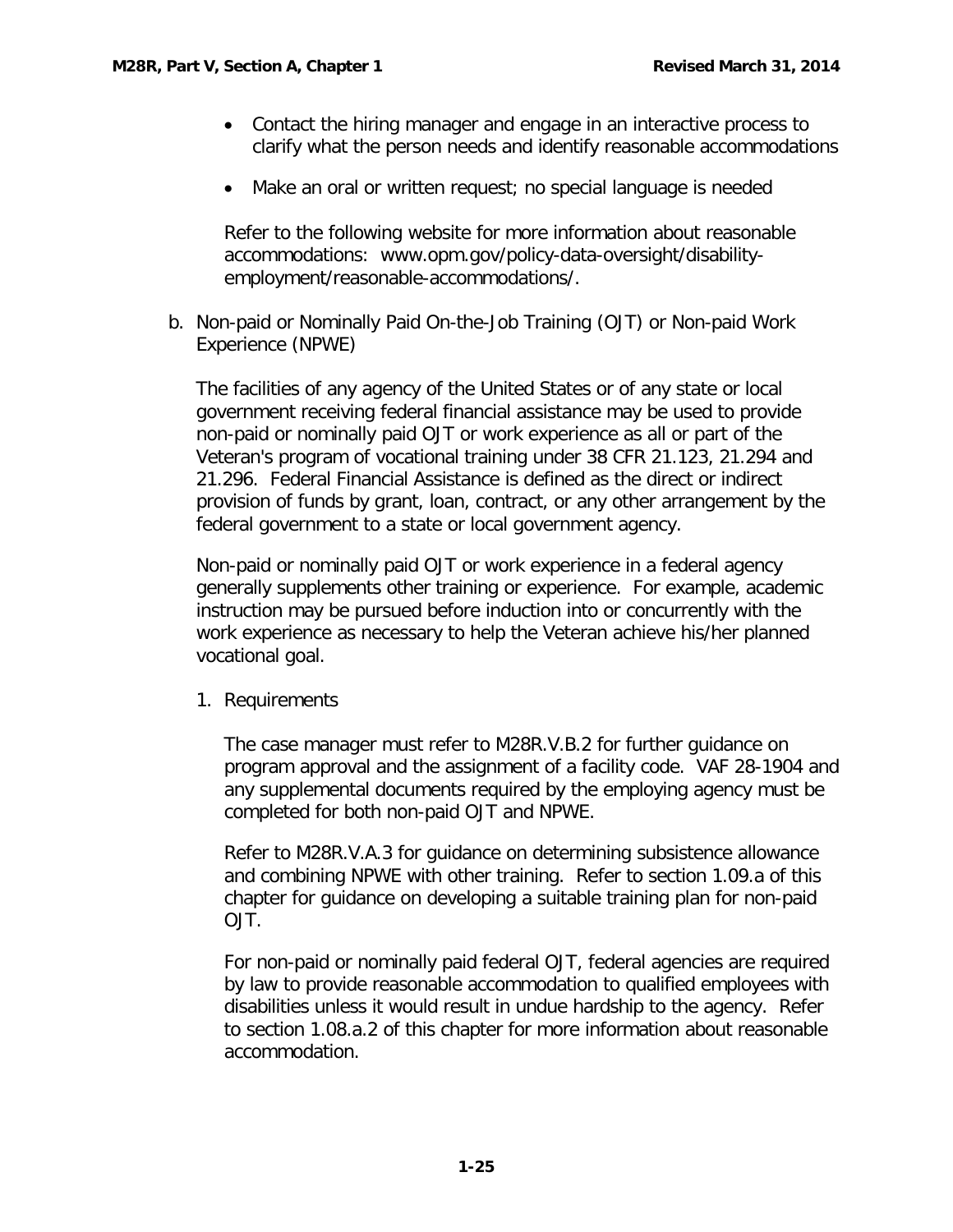- Contact the hiring manager and engage in an interactive process to clarify what the person needs and identify reasonable accommodations
- Make an oral or written request; no special language is needed

Refer to the following website for more information about reasonable accommodations: www.opm.gov/policy-data-oversight/disability-employment/reasonable-accommodations/.

b. Non-paid or Nominally Paid On-the-Job Training (OJT) or Non-paid Work Experience (NPWE)

The facilities of any agency of the United States or of any state or local government receiving federal financial assistance may be used to provide non-paid or nominally paid OJT or work experience as all or part of the Veteran's program of vocational training under 38 CFR 21.123, 21.294 and 21.296. Federal Financial Assistance is defined as the direct or indirect provision of funds by grant, loan, contract, or any other arrangement by the federal government to a state or local government agency.

Non-paid or nominally paid OJT or work experience in a federal agency generally supplements other training or experience. For example, academic instruction may be pursued before induction into or concurrently with the work experience as necessary to help the Veteran achieve his/her planned vocational goal.

1. Requirements

The case manager must refer to M28R.V.B.2 for further guidance on program approval and the assignment of a facility code. VAF 28-1904 and any supplemental documents required by the employing agency must be completed for both non-paid OJT and NPWE.

Refer to M28R.V.A.3 for guidance on determining subsistence allowance and combining NPWE with other training. Refer to section 1.09.a of this chapter for guidance on developing a suitable training plan for non-paid OJT.

For non-paid or nominally paid federal OJT, federal agencies are required by law to provide reasonable accommodation to qualified employees with disabilities unless it would result in undue hardship to the agency. Refer to section 1.08.a.2 of this chapter for more information about reasonable accommodation.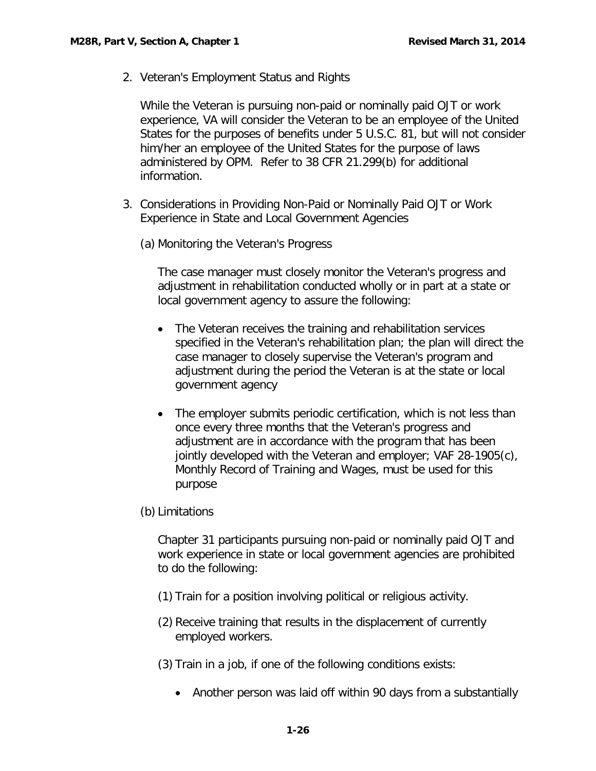2. Veteran's Employment Status and Rights

   While the Veteran is pursuing non-paid or nominally paid OJT or work experience, VA will consider the Veteran to be an employee of the United States for the purposes of benefits under 5 U.S.C. 81, but will not consider him/her an employee of the United States for the purpose of laws administered by OPM. Refer to 38 CFR 21.299(b) for additional information.

3. Considerations in Providing Non-Paid or Nominally Paid OJT or Work Experience in State and Local Government Agencies

   (a) Monitoring the Veteran's Progress

   The case manager must closely monitor the Veteran's progress and adjustment in rehabilitation conducted wholly or in part at a state or local government agency to assure the following:

   - The Veteran receives the training and rehabilitation services specified in the Veteran's rehabilitation plan; the plan will direct the case manager to closely supervise the Veteran's program and adjustment during the period the Veteran is at the state or local government agency

   - The employer submits periodic certification, which is not less than once every three months that the Veteran's progress and adjustment are in accordance with the program that has been jointly developed with the Veteran and employer; VAF 28-1905(c), Monthly Record of Training and Wages, must be used for this purpose

   (b) Limitations

   Chapter 31 participants pursuing non-paid or nominally paid OJT and work experience in state or local government agencies are prohibited to do the following:

   (1) Train for a position involving political or religious activity.

   (2) Receive training that results in the displacement of currently employed workers.

   (3) Train in a job, if one of the following conditions exists:

   - Another person was laid off within 90 days from a substantially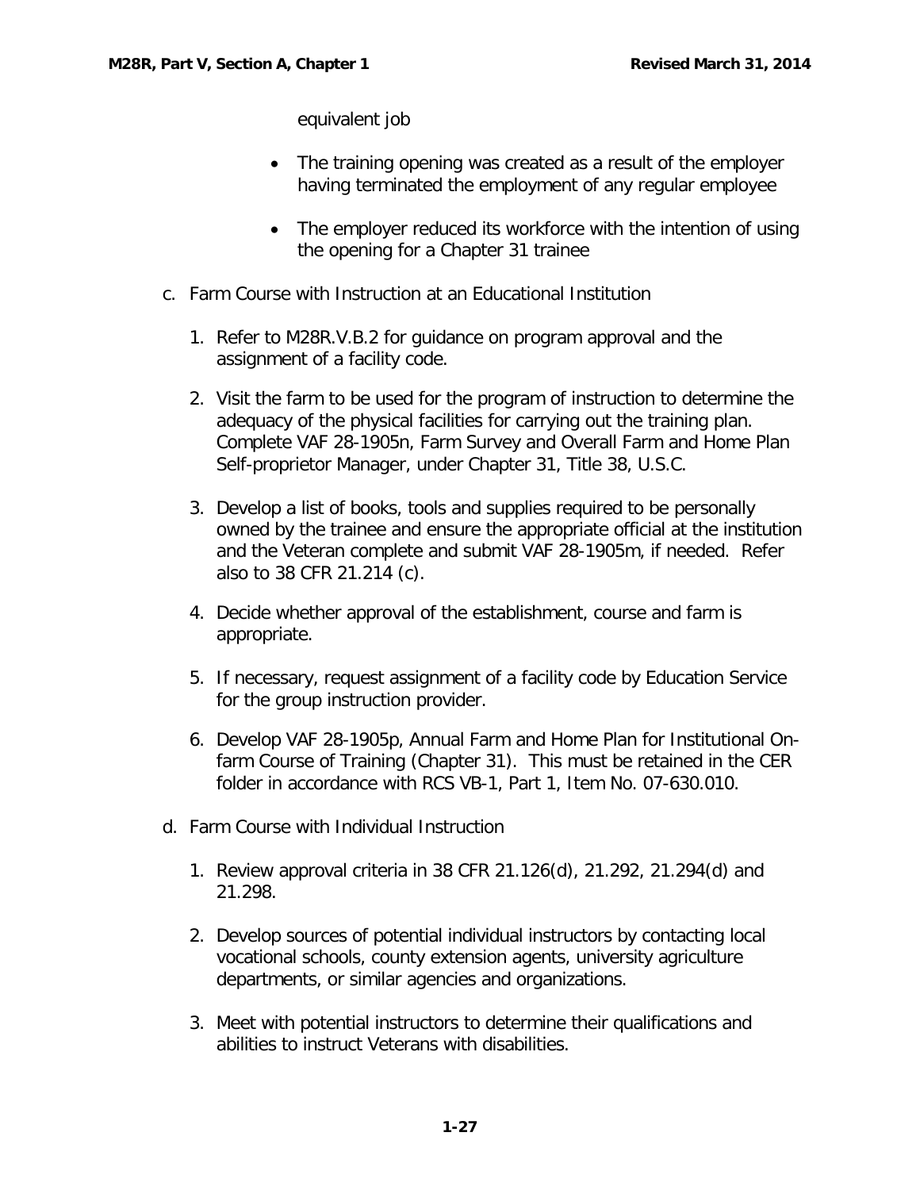equivalent job

- The training opening was created as a result of the employer having terminated the employment of any regular employee
- The employer reduced its workforce with the intention of using the opening for a Chapter 31 trainee

c. Farm Course with Instruction at an Educational Institution

1. Refer to M28R.V.B.2 for guidance on program approval and the assignment of a facility code.
2. Visit the farm to be used for the program of instruction to determine the adequacy of the physical facilities for carrying out the training plan. Complete VAF 28-1905n, Farm Survey and Overall Farm and Home Plan Self-proprietor Manager, under Chapter 31, Title 38, U.S.C.
3. Develop a list of books, tools and supplies required to be personally owned by the trainee and ensure the appropriate official at the institution and the Veteran complete and submit VAF 28-1905m, if needed. Refer also to 38 CFR 21.214 (c).
4. Decide whether approval of the establishment, course and farm is appropriate.
5. If necessary, request assignment of a facility code by Education Service for the group instruction provider.
6. Develop VAF 28-1905p, Annual Farm and Home Plan for Institutional On-farm Course of Training (Chapter 31). This must be retained in the CER folder in accordance with RCS VB-1, Part 1, Item No. 07-630.010.

d. Farm Course with Individual Instruction

1. Review approval criteria in 38 CFR 21.126(d), 21.292, 21.294(d) and 21.298.
2. Develop sources of potential individual instructors by contacting local vocational schools, county extension agents, university agriculture departments, or similar agencies and organizations.
3. Meet with potential instructors to determine their qualifications and abilities to instruct Veterans with disabilities.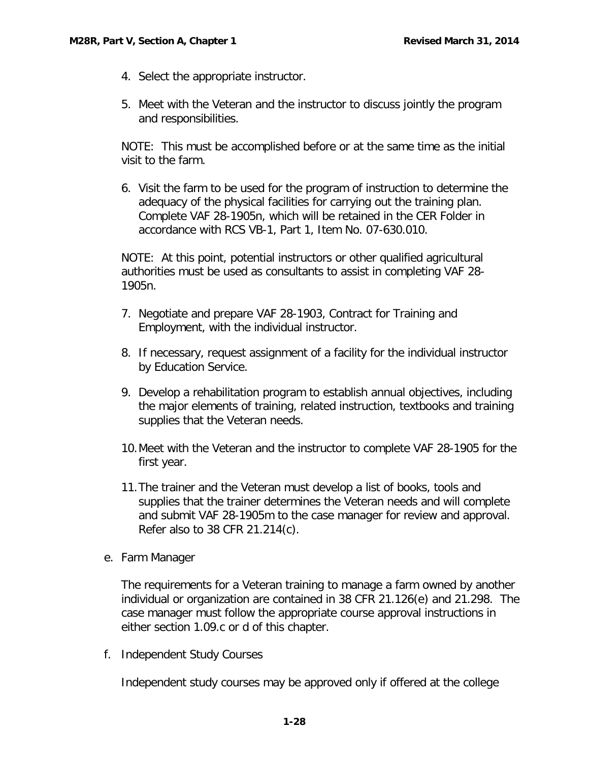4. Select the appropriate instructor.

5. Meet with the Veteran and the instructor to discuss jointly the program and responsibilities.

NOTE: This must be accomplished before or at the same time as the initial visit to the farm.

6. Visit the farm to be used for the program of instruction to determine the adequacy of the physical facilities for carrying out the training plan. Complete VAF 28-1905n, which will be retained in the CER Folder in accordance with RCS VB-1, Part 1, Item No. 07-630.010.

NOTE: At this point, potential instructors or other qualified agricultural authorities must be used as consultants to assist in completing VAF 28-1905n.

7. Negotiate and prepare VAF 28-1903, Contract for Training and Employment, with the individual instructor.

8. If necessary, request assignment of a facility for the individual instructor by Education Service.

9. Develop a rehabilitation program to establish annual objectives, including the major elements of training, related instruction, textbooks and training supplies that the Veteran needs.

10. Meet with the Veteran and the instructor to complete VAF 28-1905 for the first year.

11. The trainer and the Veteran must develop a list of books, tools and supplies that the trainer determines the Veteran needs and will complete and submit VAF 28-1905m to the case manager for review and approval. Refer also to 38 CFR 21.214(c).

e. Farm Manager

The requirements for a Veteran training to manage a farm owned by another individual or organization are contained in 38 CFR 21.126(e) and 21.298. The case manager must follow the appropriate course approval instructions in either section 1.09.c or d of this chapter.

f. Independent Study Courses

Independent study courses may be approved only if offered at the college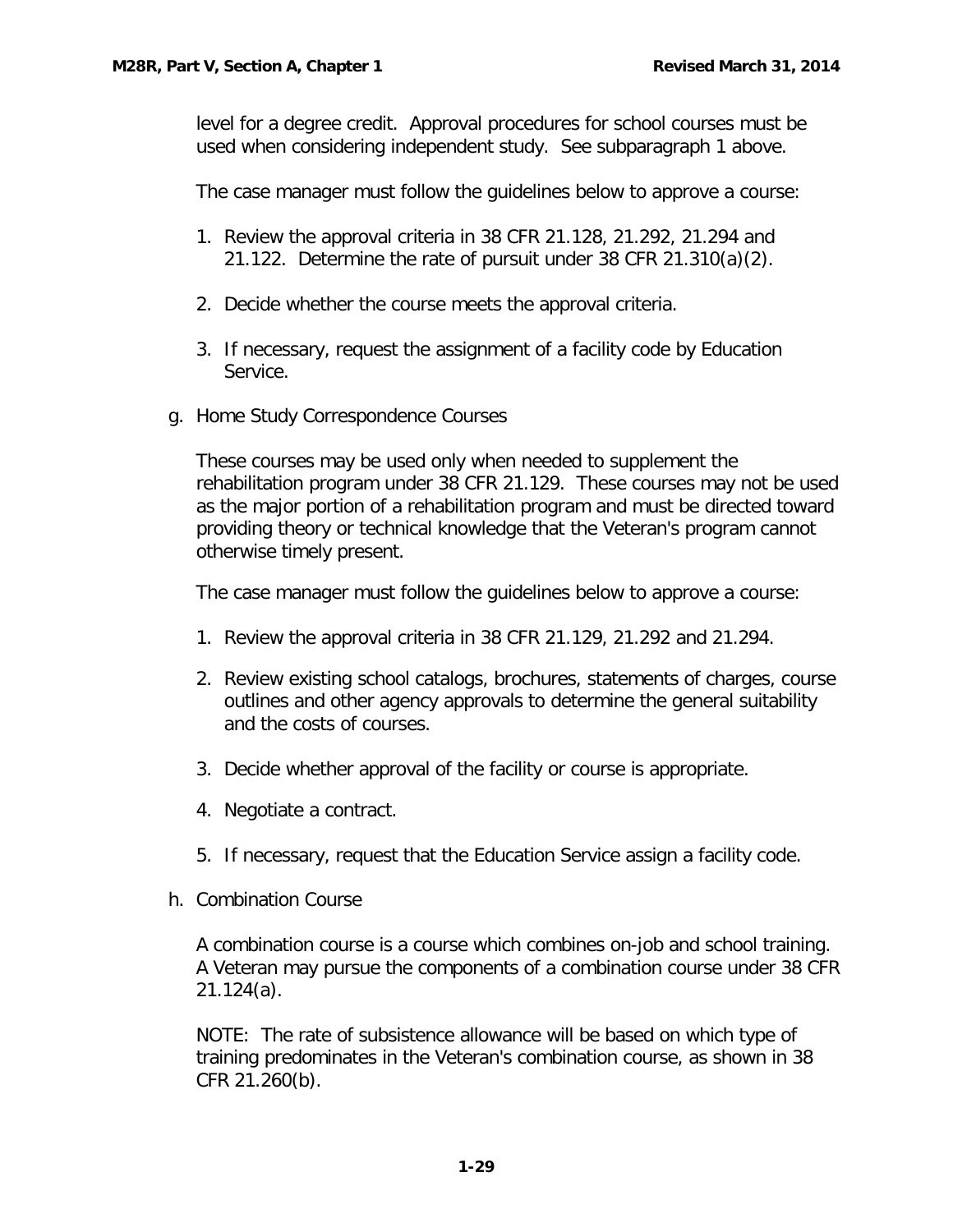level for a degree credit. Approval procedures for school courses must be used when considering independent study. See subparagraph 1 above.

The case manager must follow the guidelines below to approve a course:

1. Review the approval criteria in 38 CFR 21.128, 21.292, 21.294 and 21.122. Determine the rate of pursuit under 38 CFR 21.310(a)(2).
2. Decide whether the course meets the approval criteria.
3. If necessary, request the assignment of a facility code by Education Service.

g. Home Study Correspondence Courses

These courses may be used only when needed to supplement the rehabilitation program under 38 CFR 21.129. These courses may not be used as the major portion of a rehabilitation program and must be directed toward providing theory or technical knowledge that the Veteran's program cannot otherwise timely present.

The case manager must follow the guidelines below to approve a course:

1. Review the approval criteria in 38 CFR 21.129, 21.292 and 21.294.
2. Review existing school catalogs, brochures, statements of charges, course outlines and other agency approvals to determine the general suitability and the costs of courses.
3. Decide whether approval of the facility or course is appropriate.
4. Negotiate a contract.
5. If necessary, request that the Education Service assign a facility code.

h. Combination Course

A combination course is a course which combines on-job and school training. A Veteran may pursue the components of a combination course under 38 CFR 21.124(a).

NOTE: The rate of subsistence allowance will be based on which type of training predominates in the Veteran's combination course, as shown in 38 CFR 21.260(b).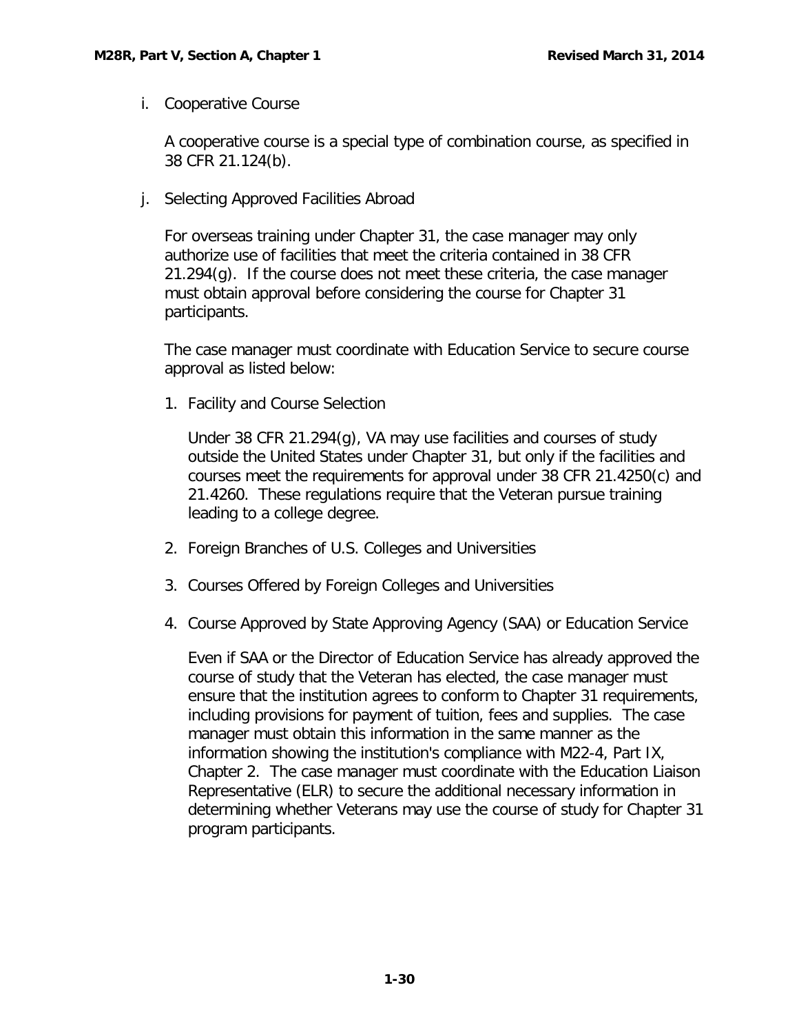i. Cooperative Course

A cooperative course is a special type of combination course, as specified in 38 CFR 21.124(b).

j. Selecting Approved Facilities Abroad

For overseas training under Chapter 31, the case manager may only authorize use of facilities that meet the criteria contained in 38 CFR 21.294(g). If the course does not meet these criteria, the case manager must obtain approval before considering the course for Chapter 31 participants.

The case manager must coordinate with Education Service to secure course approval as listed below:

1. Facility and Course Selection

   Under 38 CFR 21.294(g), VA may use facilities and courses of study outside the United States under Chapter 31, but only if the facilities and courses meet the requirements for approval under 38 CFR 21.4250(c) and 21.4260. These regulations require that the Veteran pursue training leading to a college degree.

2. Foreign Branches of U.S. Colleges and Universities

3. Courses Offered by Foreign Colleges and Universities

4. Course Approved by State Approving Agency (SAA) or Education Service

   Even if SAA or the Director of Education Service has already approved the course of study that the Veteran has elected, the case manager must ensure that the institution agrees to conform to Chapter 31 requirements, including provisions for payment of tuition, fees and supplies. The case manager must obtain this information in the same manner as the information showing the institution's compliance with M22-4, Part IX, Chapter 2. The case manager must coordinate with the Education Liaison Representative (ELR) to secure the additional necessary information in determining whether Veterans may use the course of study for Chapter 31 program participants.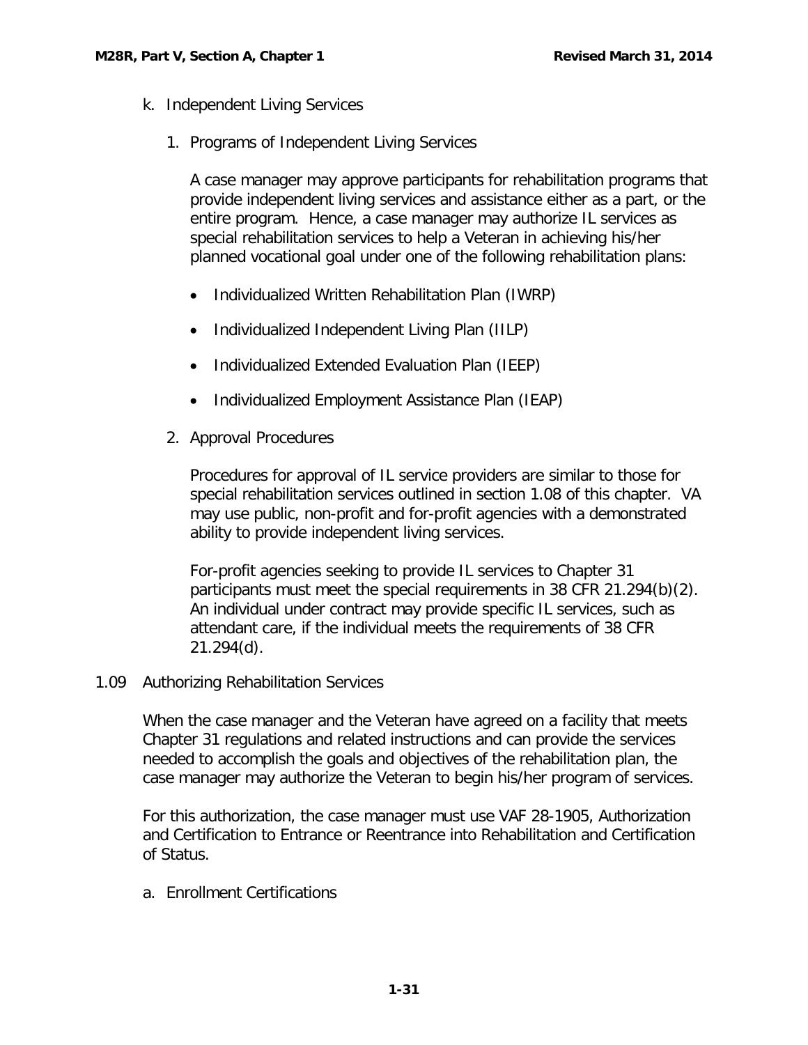k. Independent Living Services

1. Programs of Independent Living Services

   A case manager may approve participants for rehabilitation programs that provide independent living services and assistance either as a part, or the entire program. Hence, a case manager may authorize IL services as special rehabilitation services to help a Veteran in achieving his/her planned vocational goal under one of the following rehabilitation plans:

   - Individualized Written Rehabilitation Plan (IWRP)
   - Individualized Independent Living Plan (IILP)
   - Individualized Extended Evaluation Plan (IEEP)
   - Individualized Employment Assistance Plan (IEAP)

2. Approval Procedures

   Procedures for approval of IL service providers are similar to those for special rehabilitation services outlined in section 1.08 of this chapter. VA may use public, non-profit and for-profit agencies with a demonstrated ability to provide independent living services.

   For-profit agencies seeking to provide IL services to Chapter 31 participants must meet the special requirements in 38 CFR 21.294(b)(2). An individual under contract may provide specific IL services, such as attendant care, if the individual meets the requirements of 38 CFR 21.294(d).

## 1.09 Authorizing Rehabilitation Services

When the case manager and the Veteran have agreed on a facility that meets Chapter 31 regulations and related instructions and can provide the services needed to accomplish the goals and objectives of the rehabilitation plan, the case manager may authorize the Veteran to begin his/her program of services.

For this authorization, the case manager must use VAF 28-1905, Authorization and Certification to Entrance or Reentrance into Rehabilitation and Certification of Status.

a. Enrollment Certifications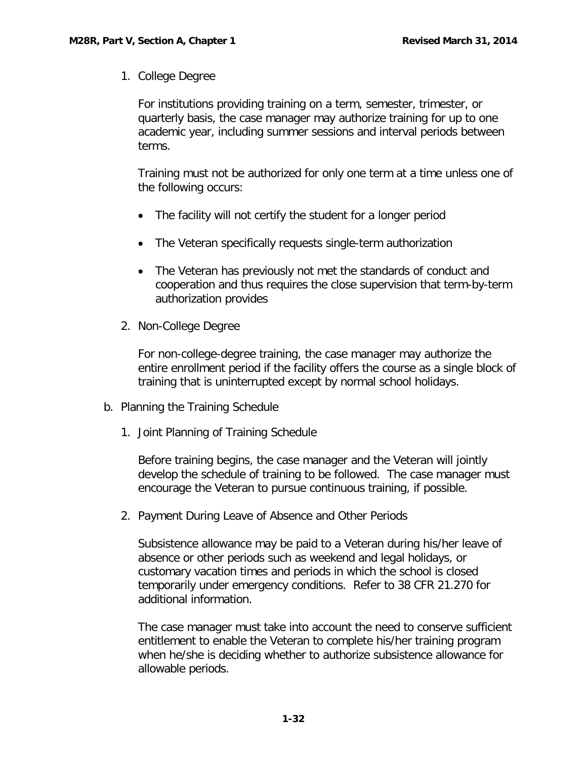1. College Degree

   For institutions providing training on a term, semester, trimester, or quarterly basis, the case manager may authorize training for up to one academic year, including summer sessions and interval periods between terms.

   Training must not be authorized for only one term at a time unless one of the following occurs:

   - The facility will not certify the student for a longer period
   - The Veteran specifically requests single-term authorization
   - The Veteran has previously not met the standards of conduct and cooperation and thus requires the close supervision that term-by-term authorization provides

2. Non-College Degree

   For non-college-degree training, the case manager may authorize the entire enrollment period if the facility offers the course as a single block of training that is uninterrupted except by normal school holidays.

b. Planning the Training Schedule

1. Joint Planning of Training Schedule

   Before training begins, the case manager and the Veteran will jointly develop the schedule of training to be followed. The case manager must encourage the Veteran to pursue continuous training, if possible.

2. Payment During Leave of Absence and Other Periods

   Subsistence allowance may be paid to a Veteran during his/her leave of absence or other periods such as weekend and legal holidays, or customary vacation times and periods in which the school is closed temporarily under emergency conditions. Refer to 38 CFR 21.270 for additional information.

   The case manager must take into account the need to conserve sufficient entitlement to enable the Veteran to complete his/her training program when he/she is deciding whether to authorize subsistence allowance for allowable periods.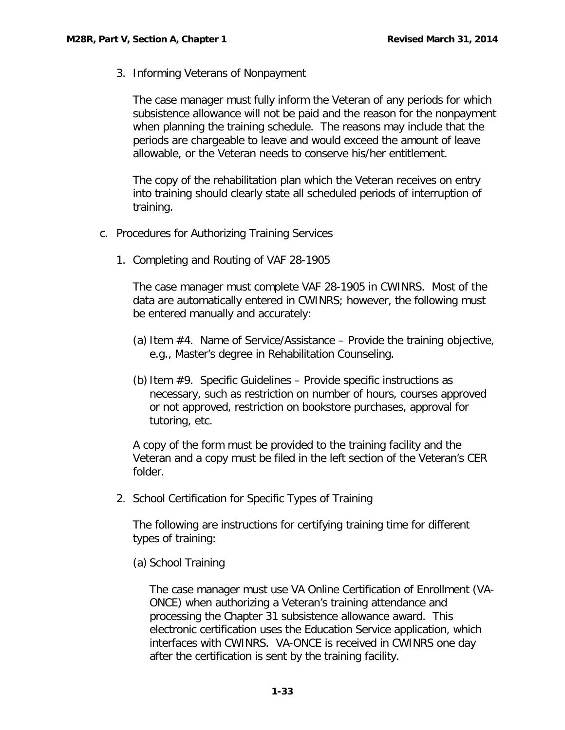3. Informing Veterans of Nonpayment

   The case manager must fully inform the Veteran of any periods for which subsistence allowance will not be paid and the reason for the nonpayment when planning the training schedule. The reasons may include that the periods are chargeable to leave and would exceed the amount of leave allowable, or the Veteran needs to conserve his/her entitlement.

   The copy of the rehabilitation plan which the Veteran receives on entry into training should clearly state all scheduled periods of interruption of training.

c. Procedures for Authorizing Training Services

   1. Completing and Routing of VAF 28-1905

      The case manager must complete VAF 28-1905 in CWINRS. Most of the data are automatically entered in CWINRS; however, the following must be entered manually and accurately:

      (a) Item #4. Name of Service/Assistance – Provide the training objective, e.g., Master's degree in Rehabilitation Counseling.

      (b) Item #9. Specific Guidelines – Provide specific instructions as necessary, such as restriction on number of hours, courses approved or not approved, restriction on bookstore purchases, approval for tutoring, etc.

      A copy of the form must be provided to the training facility and the Veteran and a copy must be filed in the left section of the Veteran's CER folder.

   2. School Certification for Specific Types of Training

      The following are instructions for certifying training time for different types of training:

      (a) School Training

         The case manager must use VA Online Certification of Enrollment (VA-ONCE) when authorizing a Veteran's training attendance and processing the Chapter 31 subsistence allowance award. This electronic certification uses the Education Service application, which interfaces with CWINRS. VA-ONCE is received in CWINRS one day after the certification is sent by the training facility.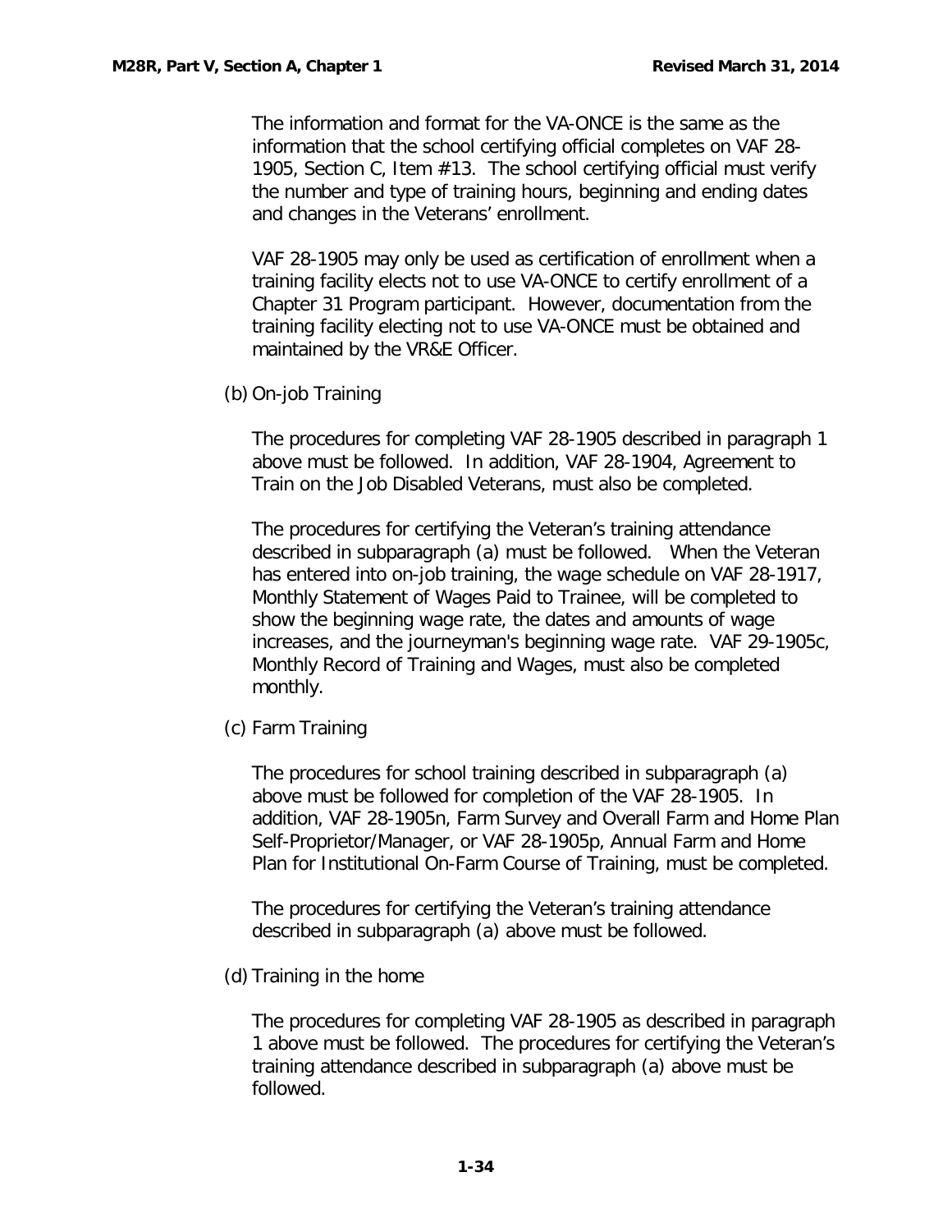The information and format for the VA-ONCE is the same as the information that the school certifying official completes on VAF 28-1905, Section C, Item #13. The school certifying official must verify the number and type of training hours, beginning and ending dates and changes in the Veterans' enrollment.

VAF 28-1905 may only be used as certification of enrollment when a training facility elects not to use VA-ONCE to certify enrollment of a Chapter 31 Program participant. However, documentation from the training facility electing not to use VA-ONCE must be obtained and maintained by the VR&E Officer.

(b) On-job Training

The procedures for completing VAF 28-1905 described in paragraph 1 above must be followed. In addition, VAF 28-1904, Agreement to Train on the Job Disabled Veterans, must also be completed.

The procedures for certifying the Veteran's training attendance described in subparagraph (a) must be followed. When the Veteran has entered into on-job training, the wage schedule on VAF 28-1917, Monthly Statement of Wages Paid to Trainee, will be completed to show the beginning wage rate, the dates and amounts of wage increases, and the journeyman's beginning wage rate. VAF 29-1905c, Monthly Record of Training and Wages, must also be completed monthly.

(c) Farm Training

The procedures for school training described in subparagraph (a) above must be followed for completion of the VAF 28-1905. In addition, VAF 28-1905n, Farm Survey and Overall Farm and Home Plan Self-Proprietor/Manager, or VAF 28-1905p, Annual Farm and Home Plan for Institutional On-Farm Course of Training, must be completed.

The procedures for certifying the Veteran's training attendance described in subparagraph (a) above must be followed.

(d) Training in the home

The procedures for completing VAF 28-1905 as described in paragraph 1 above must be followed. The procedures for certifying the Veteran's training attendance described in subparagraph (a) above must be followed.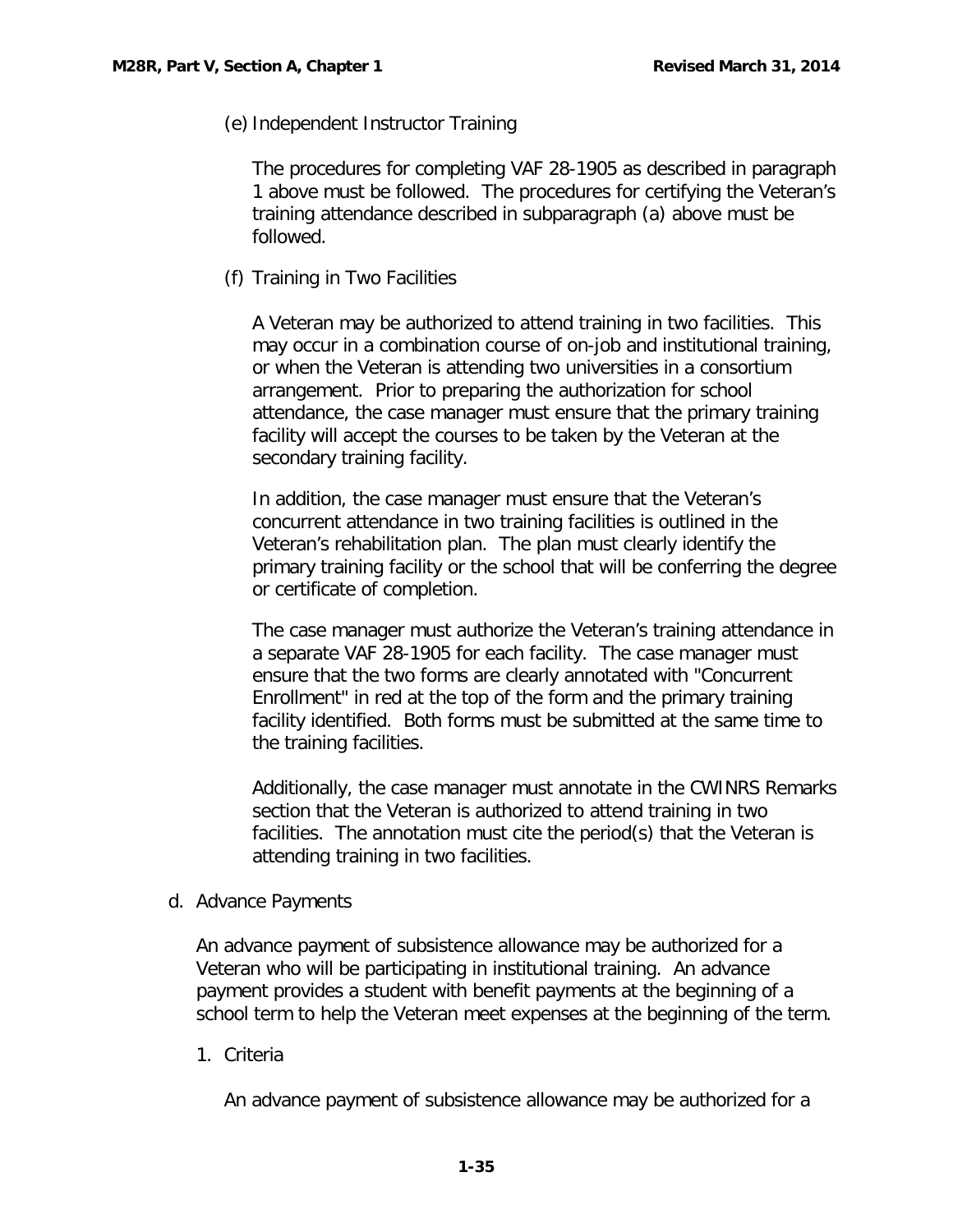(e) Independent Instructor Training

The procedures for completing VAF 28-1905 as described in paragraph 1 above must be followed. The procedures for certifying the Veteran's training attendance described in subparagraph (a) above must be followed.

(f) Training in Two Facilities

A Veteran may be authorized to attend training in two facilities. This may occur in a combination course of on-job and institutional training, or when the Veteran is attending two universities in a consortium arrangement. Prior to preparing the authorization for school attendance, the case manager must ensure that the primary training facility will accept the courses to be taken by the Veteran at the secondary training facility.

In addition, the case manager must ensure that the Veteran's concurrent attendance in two training facilities is outlined in the Veteran's rehabilitation plan. The plan must clearly identify the primary training facility or the school that will be conferring the degree or certificate of completion.

The case manager must authorize the Veteran's training attendance in a separate VAF 28-1905 for each facility. The case manager must ensure that the two forms are clearly annotated with "Concurrent Enrollment" in red at the top of the form and the primary training facility identified. Both forms must be submitted at the same time to the training facilities.

Additionally, the case manager must annotate in the CWINRS Remarks section that the Veteran is authorized to attend training in two facilities. The annotation must cite the period(s) that the Veteran is attending training in two facilities.

d. Advance Payments

An advance payment of subsistence allowance may be authorized for a Veteran who will be participating in institutional training. An advance payment provides a student with benefit payments at the beginning of a school term to help the Veteran meet expenses at the beginning of the term.

1. Criteria

An advance payment of subsistence allowance may be authorized for a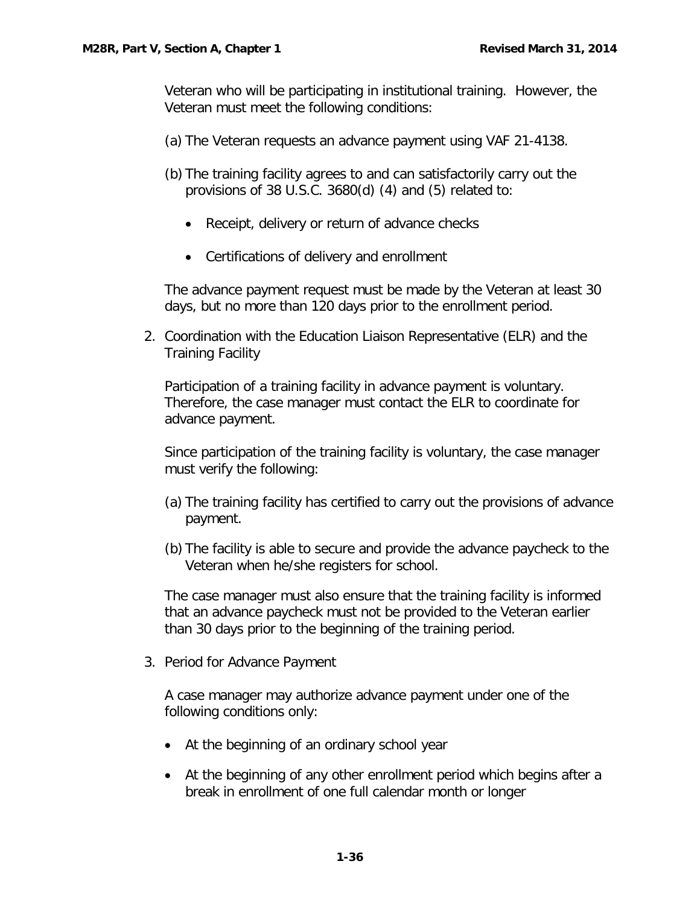Veteran who will be participating in institutional training. However, the Veteran must meet the following conditions:

(a) The Veteran requests an advance payment using VAF 21-4138.

(b) The training facility agrees to and can satisfactorily carry out the provisions of 38 U.S.C. 3680(d) (4) and (5) related to:

- Receipt, delivery or return of advance checks
- Certifications of delivery and enrollment

The advance payment request must be made by the Veteran at least 30 days, but no more than 120 days prior to the enrollment period.

2. Coordination with the Education Liaison Representative (ELR) and the Training Facility

Participation of a training facility in advance payment is voluntary. Therefore, the case manager must contact the ELR to coordinate for advance payment.

Since participation of the training facility is voluntary, the case manager must verify the following:

(a) The training facility has certified to carry out the provisions of advance payment.

(b) The facility is able to secure and provide the advance paycheck to the Veteran when he/she registers for school.

The case manager must also ensure that the training facility is informed that an advance paycheck must not be provided to the Veteran earlier than 30 days prior to the beginning of the training period.

3. Period for Advance Payment

A case manager may authorize advance payment under one of the following conditions only:

- At the beginning of an ordinary school year
- At the beginning of any other enrollment period which begins after a break in enrollment of one full calendar month or longer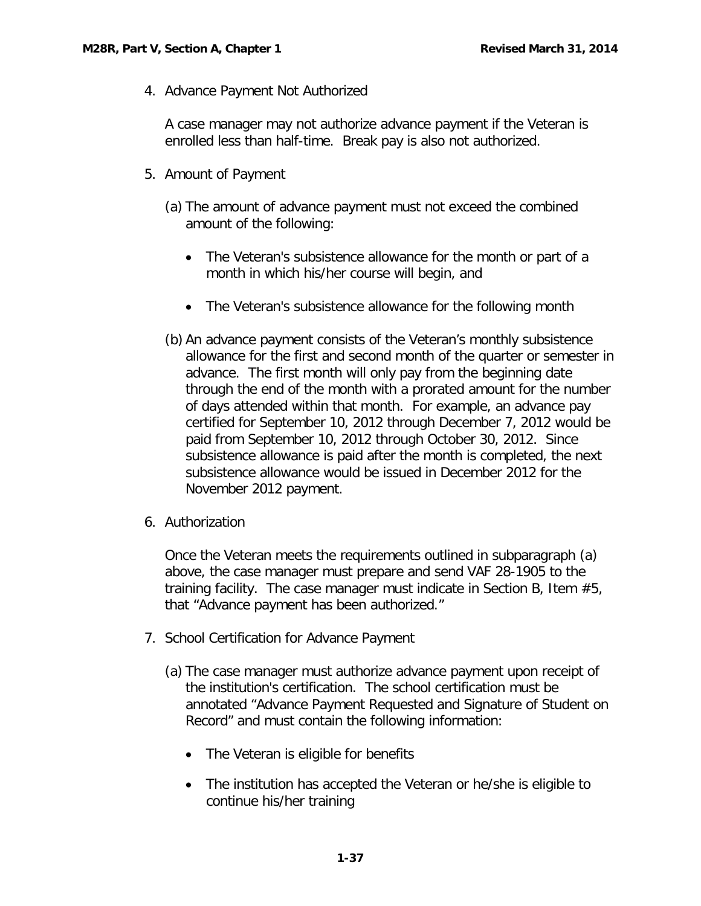4. Advance Payment Not Authorized

   A case manager may not authorize advance payment if the Veteran is enrolled less than half-time. Break pay is also not authorized.

5. Amount of Payment

   (a) The amount of advance payment must not exceed the combined amount of the following:

   - The Veteran's subsistence allowance for the month or part of a month in which his/her course will begin, and
   - The Veteran's subsistence allowance for the following month

   (b) An advance payment consists of the Veteran's monthly subsistence allowance for the first and second month of the quarter or semester in advance. The first month will only pay from the beginning date through the end of the month with a prorated amount for the number of days attended within that month. For example, an advance pay certified for September 10, 2012 through December 7, 2012 would be paid from September 10, 2012 through October 30, 2012. Since subsistence allowance is paid after the month is completed, the next subsistence allowance would be issued in December 2012 for the November 2012 payment.

6. Authorization

   Once the Veteran meets the requirements outlined in subparagraph (a) above, the case manager must prepare and send VAF 28-1905 to the training facility. The case manager must indicate in Section B, Item #5, that "Advance payment has been authorized."

7. School Certification for Advance Payment

   (a) The case manager must authorize advance payment upon receipt of the institution's certification. The school certification must be annotated "Advance Payment Requested and Signature of Student on Record" and must contain the following information:

   - The Veteran is eligible for benefits
   - The institution has accepted the Veteran or he/she is eligible to continue his/her training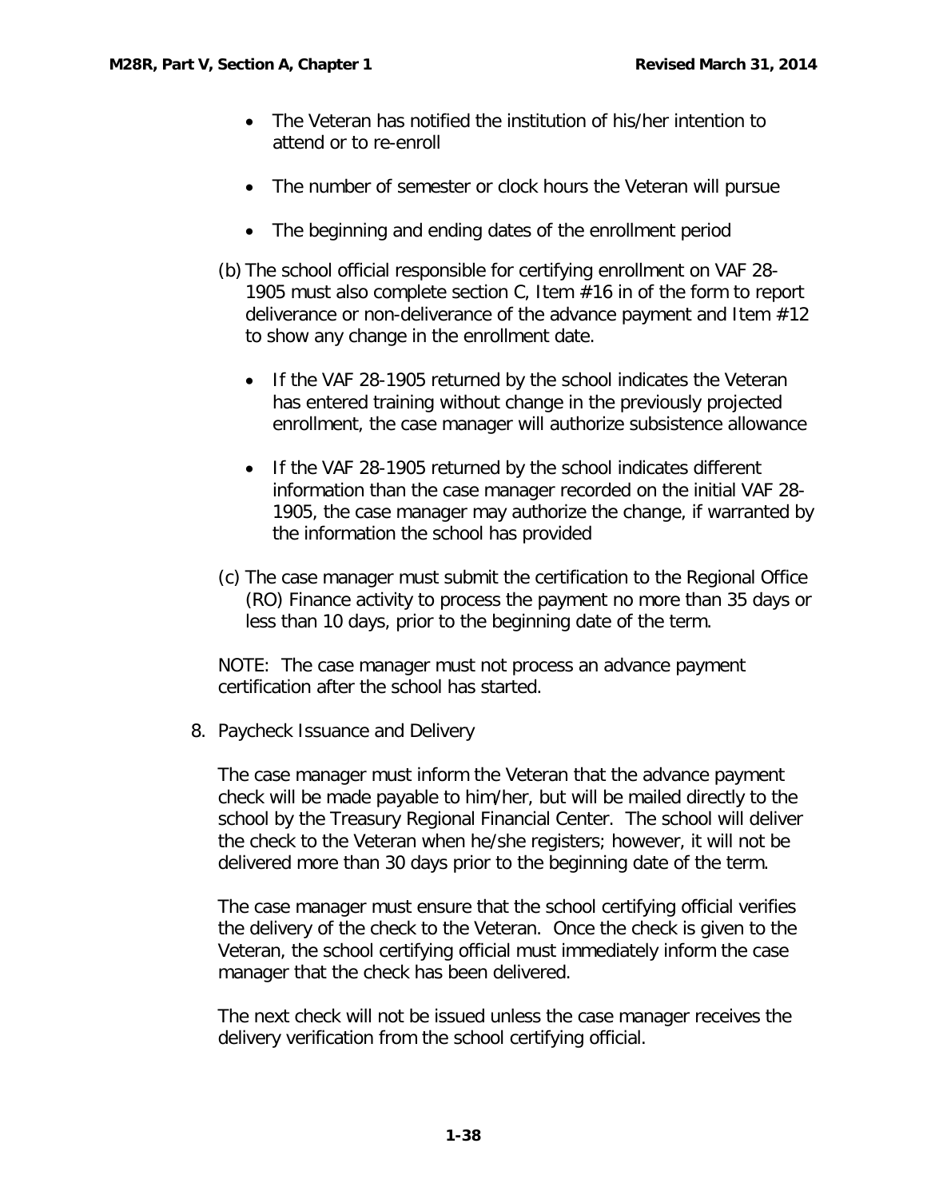- The Veteran has notified the institution of his/her intention to attend or to re-enroll

- The number of semester or clock hours the Veteran will pursue

- The beginning and ending dates of the enrollment period

(b) The school official responsible for certifying enrollment on VAF 28-1905 must also complete section C, Item #16 in of the form to report deliverance or non-deliverance of the advance payment and Item #12 to show any change in the enrollment date.

- If the VAF 28-1905 returned by the school indicates the Veteran has entered training without change in the previously projected enrollment, the case manager will authorize subsistence allowance

- If the VAF 28-1905 returned by the school indicates different information than the case manager recorded on the initial VAF 28-1905, the case manager may authorize the change, if warranted by the information the school has provided

(c) The case manager must submit the certification to the Regional Office (RO) Finance activity to process the payment no more than 35 days or less than 10 days, prior to the beginning date of the term.

NOTE: The case manager must not process an advance payment certification after the school has started.

8. Paycheck Issuance and Delivery

The case manager must inform the Veteran that the advance payment check will be made payable to him/her, but will be mailed directly to the school by the Treasury Regional Financial Center. The school will deliver the check to the Veteran when he/she registers; however, it will not be delivered more than 30 days prior to the beginning date of the term.

The case manager must ensure that the school certifying official verifies the delivery of the check to the Veteran. Once the check is given to the Veteran, the school certifying official must immediately inform the case manager that the check has been delivered.

The next check will not be issued unless the case manager receives the delivery verification from the school certifying official.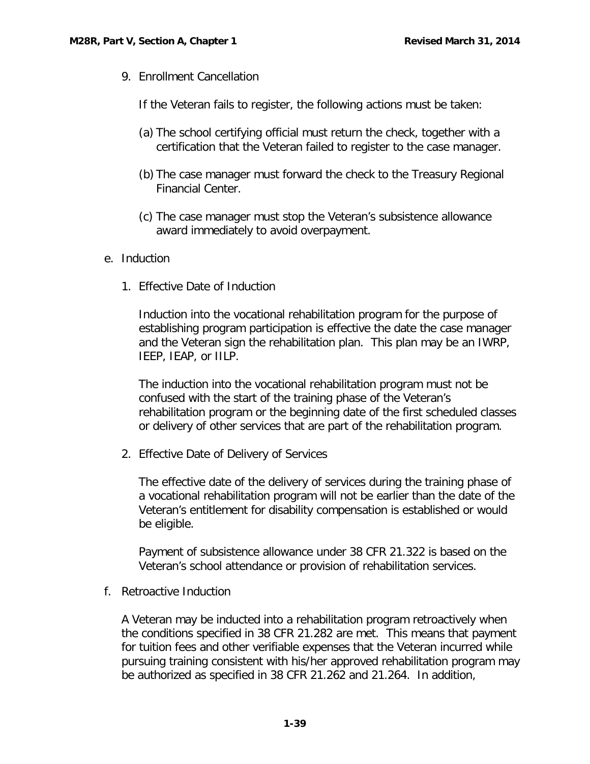9. Enrollment Cancellation

   If the Veteran fails to register, the following actions must be taken:

   (a) The school certifying official must return the check, together with a certification that the Veteran failed to register to the case manager.

   (b) The case manager must forward the check to the Treasury Regional Financial Center.

   (c) The case manager must stop the Veteran's subsistence allowance award immediately to avoid overpayment.

e. Induction

   1. Effective Date of Induction

      Induction into the vocational rehabilitation program for the purpose of establishing program participation is effective the date the case manager and the Veteran sign the rehabilitation plan. This plan may be an IWRP, IEEP, IEAP, or IILP.

      The induction into the vocational rehabilitation program must not be confused with the start of the training phase of the Veteran's rehabilitation program or the beginning date of the first scheduled classes or delivery of other services that are part of the rehabilitation program.

   2. Effective Date of Delivery of Services

      The effective date of the delivery of services during the training phase of a vocational rehabilitation program will not be earlier than the date of the Veteran's entitlement for disability compensation is established or would be eligible.

      Payment of subsistence allowance under 38 CFR 21.322 is based on the Veteran's school attendance or provision of rehabilitation services.

f. Retroactive Induction

   A Veteran may be inducted into a rehabilitation program retroactively when the conditions specified in 38 CFR 21.282 are met. This means that payment for tuition fees and other verifiable expenses that the Veteran incurred while pursuing training consistent with his/her approved rehabilitation program may be authorized as specified in 38 CFR 21.262 and 21.264. In addition,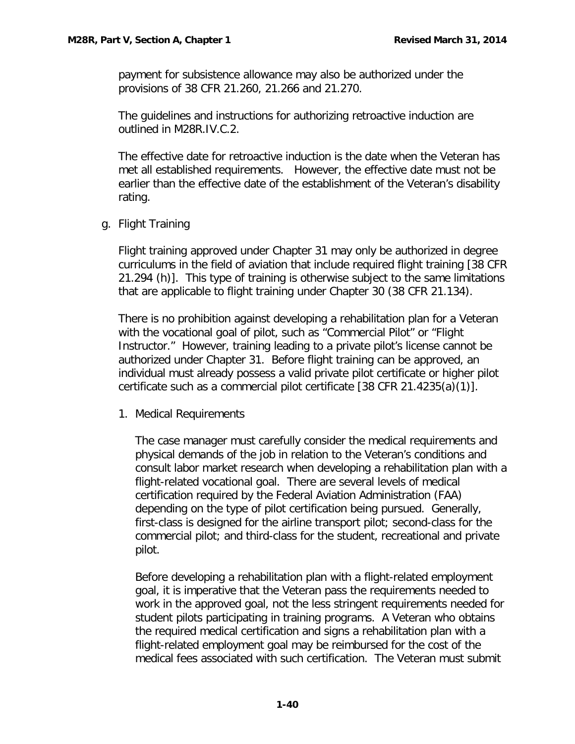payment for subsistence allowance may also be authorized under the provisions of 38 CFR 21.260, 21.266 and 21.270.

The guidelines and instructions for authorizing retroactive induction are outlined in M28R.IV.C.2.

The effective date for retroactive induction is the date when the Veteran has met all established requirements. However, the effective date must not be earlier than the effective date of the establishment of the Veteran's disability rating.

g. Flight Training

Flight training approved under Chapter 31 may only be authorized in degree curriculums in the field of aviation that include required flight training [38 CFR 21.294 (h)]. This type of training is otherwise subject to the same limitations that are applicable to flight training under Chapter 30 (38 CFR 21.134).

There is no prohibition against developing a rehabilitation plan for a Veteran with the vocational goal of pilot, such as "Commercial Pilot" or "Flight Instructor." However, training leading to a private pilot's license cannot be authorized under Chapter 31. Before flight training can be approved, an individual must already possess a valid private pilot certificate or higher pilot certificate such as a commercial pilot certificate [38 CFR 21.4235(a)(1)].

1. Medical Requirements

The case manager must carefully consider the medical requirements and physical demands of the job in relation to the Veteran's conditions and consult labor market research when developing a rehabilitation plan with a flight-related vocational goal. There are several levels of medical certification required by the Federal Aviation Administration (FAA) depending on the type of pilot certification being pursued. Generally, first-class is designed for the airline transport pilot; second-class for the commercial pilot; and third-class for the student, recreational and private pilot.

Before developing a rehabilitation plan with a flight-related employment goal, it is imperative that the Veteran pass the requirements needed to work in the approved goal, not the less stringent requirements needed for student pilots participating in training programs. A Veteran who obtains the required medical certification and signs a rehabilitation plan with a flight-related employment goal may be reimbursed for the cost of the medical fees associated with such certification. The Veteran must submit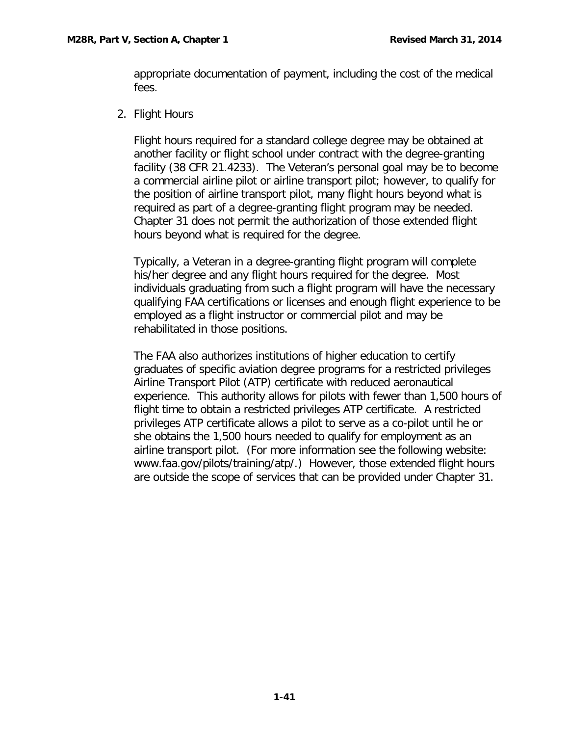appropriate documentation of payment, including the cost of the medical fees.

2. Flight Hours

   Flight hours required for a standard college degree may be obtained at another facility or flight school under contract with the degree-granting facility (38 CFR 21.4233). The Veteran's personal goal may be to become a commercial airline pilot or airline transport pilot; however, to qualify for the position of airline transport pilot, many flight hours beyond what is required as part of a degree-granting flight program may be needed. Chapter 31 does not permit the authorization of those extended flight hours beyond what is required for the degree.

   Typically, a Veteran in a degree-granting flight program will complete his/her degree and any flight hours required for the degree. Most individuals graduating from such a flight program will have the necessary qualifying FAA certifications or licenses and enough flight experience to be employed as a flight instructor or commercial pilot and may be rehabilitated in those positions.

   The FAA also authorizes institutions of higher education to certify graduates of specific aviation degree programs for a restricted privileges Airline Transport Pilot (ATP) certificate with reduced aeronautical experience. This authority allows for pilots with fewer than 1,500 hours of flight time to obtain a restricted privileges ATP certificate. A restricted privileges ATP certificate allows a pilot to serve as a co-pilot until he or she obtains the 1,500 hours needed to qualify for employment as an airline transport pilot. (For more information see the following website: www.faa.gov/pilots/training/atp/.) However, those extended flight hours are outside the scope of services that can be provided under Chapter 31.